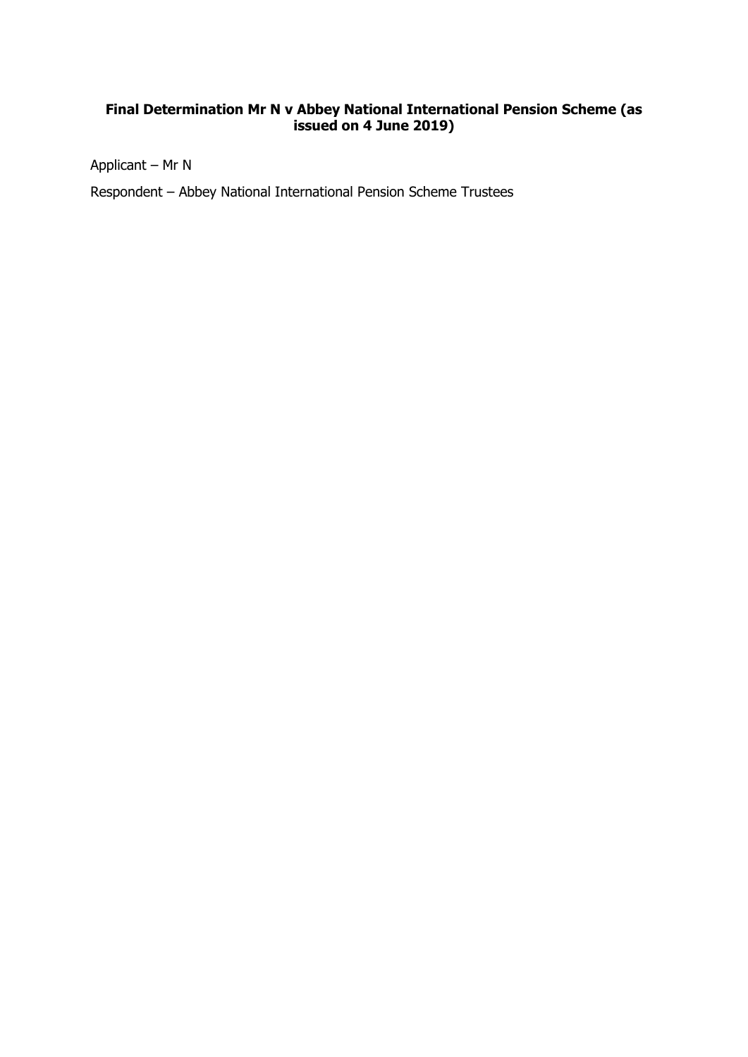# Final Determination Mr N v Abbey National International Pension Scheme (as issued on 4 June 2019)

Applicant – Mr N

Respondent – Abbey National International Pension Scheme Trustees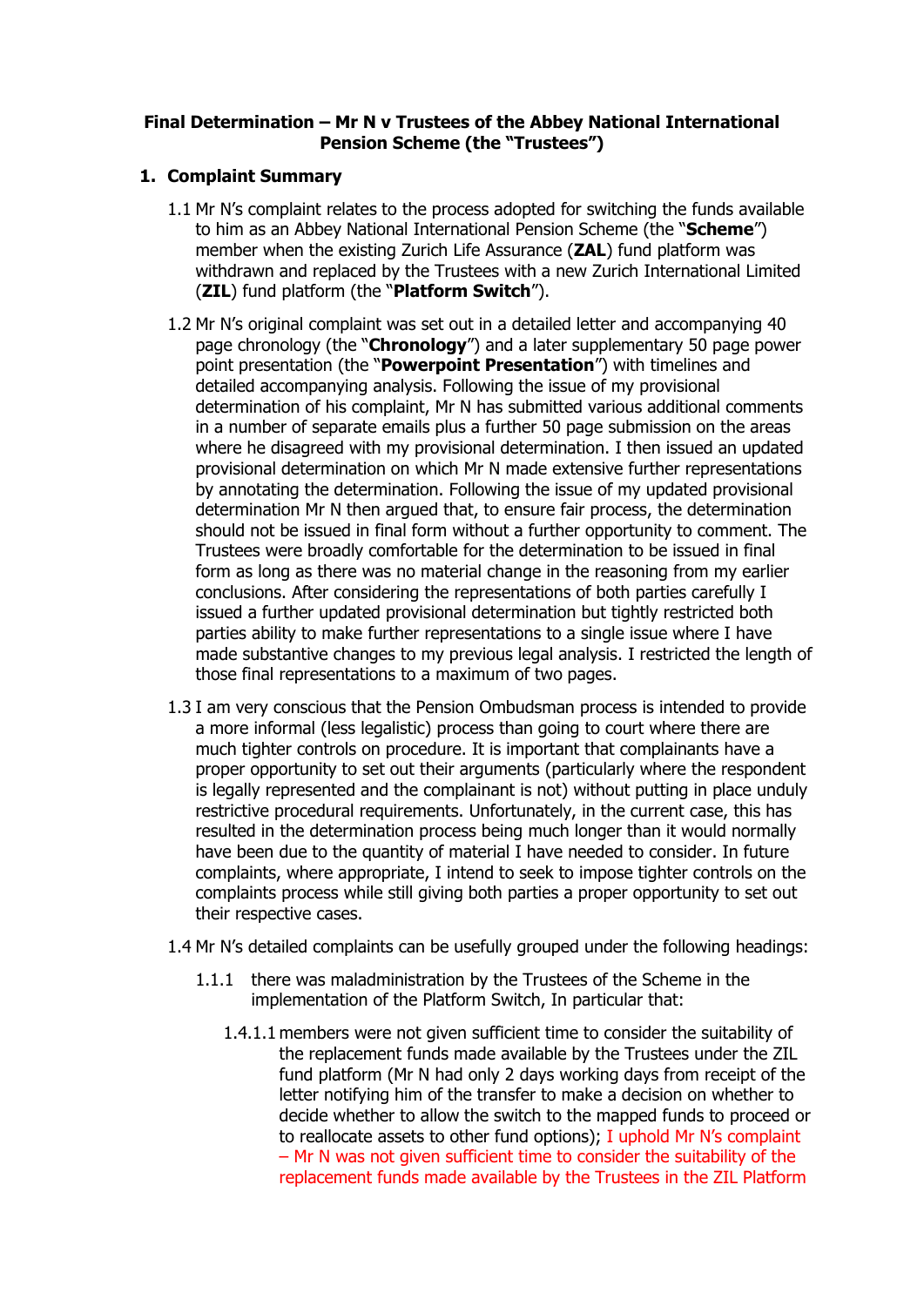**Final Determination – Mr N v Trustees of the Abbey National International Pension Scheme (the "Trustees")**

## 1. Complaint Summary

1.1 Mr N's complaint relates to the process adopted for switching the funds available to him as an Abbey National International Pension Scheme (the "**Scheme**") member when the existing Zurich Life Assurance (**ZAL**) fund platform was withdrawn and replaced by the Trustees with a new Zurich International Limited (**ZIL**) fund platform (the "**Platform Switch**").

1.2 Mr N's original complaint was set out in a detailed letter and accompanying 40 page chronology (the "**Chronology**") and a later supplementary 50 page power point presentation (the "**Powerpoint Presentation**") with timelines and detailed accompanying analysis. Following the issue of my provisional determination of his complaint, Mr N has submitted various additional comments in a number of separate emails plus a further 50 page submission on the areas where he disagreed with my provisional determination. I then issued an updated provisional determination on which Mr N made extensive further representations by annotating the determination. Following the issue of my updated provisional determination Mr N then argued that, to ensure fair process, the determination should not be issued in final form without a further opportunity to comment. The Trustees were broadly comfortable for the determination to be issued in final form as long as there was no material change in the reasoning from my earlier conclusions. After considering the representations of both parties carefully I issued a further updated provisional determination but tightly restricted both parties ability to make further representations to a single issue where I have made substantive changes to my previous legal analysis. I restricted the length of those final representations to a maximum of two pages.

1.3 I am very conscious that the Pension Ombudsman process is intended to provide a more informal (less legalistic) process than going to court where there are much tighter controls on procedure. It is important that complainants have a proper opportunity to set out their arguments (particularly where the respondent is legally represented and the complainant is not) without putting in place unduly restrictive procedural requirements. Unfortunately, in the current case, this has resulted in the determination process being much longer than it would normally have been due to the quantity of material I have needed to consider. In future complaints, where appropriate, I intend to seek to impose tighter controls on the complaints process while still giving both parties a proper opportunity to set out their respective cases.

1.4 Mr N's detailed complaints can be usefully grouped under the following headings:

1.1.1 there was maladministration by the Trustees of the Scheme in the implementation of the Platform Switch, In particular that:

1.4.1.1 members were not given sufficient time to consider the suitability of the replacement funds made available by the Trustees under the ZIL fund platform (Mr N had only 2 days working days from receipt of the letter notifying him of the transfer to make a decision on whether to decide whether to allow the switch to the mapped funds to proceed or to reallocate assets to other fund options); I uphold Mr N's complaint – Mr N was not given sufficient time to consider the suitability of the replacement funds made available by the Trustees in the ZIL Platform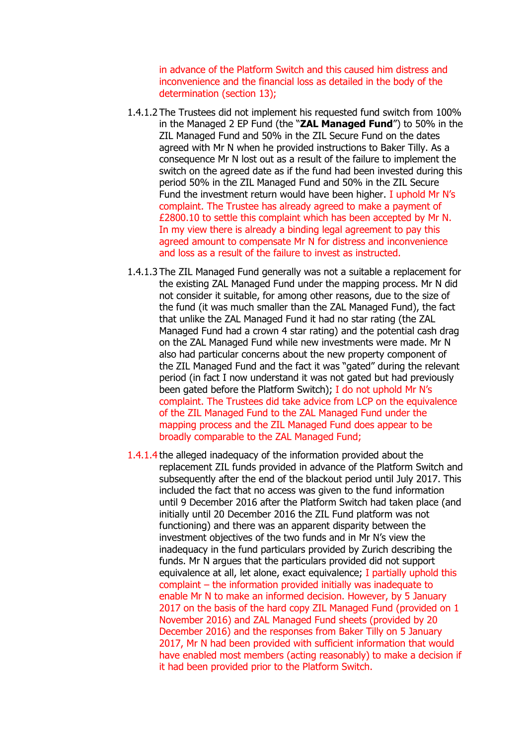in advance of the Platform Switch and this caused him distress and inconvenience and the financial loss as detailed in the body of the determination (section 13);

1.4.1.2 The Trustees did not implement his requested fund switch from 100% in the Managed 2 EP Fund (the "**ZAL Managed Fund**") to 50% in the ZIL Managed Fund and 50% in the ZIL Secure Fund on the dates agreed with Mr N when he provided instructions to Baker Tilly. As a consequence Mr N lost out as a result of the failure to implement the switch on the agreed date as if the fund had been invested during this period 50% in the ZIL Managed Fund and 50% in the ZIL Secure Fund the investment return would have been higher. I uphold Mr N's complaint. The Trustee has already agreed to make a payment of £2800.10 to settle this complaint which has been accepted by Mr N. In my view there is already a binding legal agreement to pay this agreed amount to compensate Mr N for distress and inconvenience and loss as a result of the failure to invest as instructed.

1.4.1.3 The ZIL Managed Fund generally was not a suitable a replacement for the existing ZAL Managed Fund under the mapping process. Mr N did not consider it suitable, for among other reasons, due to the size of the fund (it was much smaller than the ZAL Managed Fund), the fact that unlike the ZAL Managed Fund it had no star rating (the ZAL Managed Fund had a crown 4 star rating) and the potential cash drag on the ZAL Managed Fund while new investments were made. Mr N also had particular concerns about the new property component of the ZIL Managed Fund and the fact it was "gated" during the relevant period (in fact I now understand it was not gated but had previously been gated before the Platform Switch); I do not uphold Mr N's complaint. The Trustees did take advice from LCP on the equivalence of the ZIL Managed Fund to the ZAL Managed Fund under the mapping process and the ZIL Managed Fund does appear to be broadly comparable to the ZAL Managed Fund;

1.4.1.4 the alleged inadequacy of the information provided about the replacement ZIL funds provided in advance of the Platform Switch and subsequently after the end of the blackout period until July 2017. This included the fact that no access was given to the fund information until 9 December 2016 after the Platform Switch had taken place (and initially until 20 December 2016 the ZIL Fund platform was not functioning) and there was an apparent disparity between the investment objectives of the two funds and in Mr N's view the inadequacy in the fund particulars provided by Zurich describing the funds. Mr N argues that the particulars provided did not support equivalence at all, let alone, exact equivalence; I partially uphold this complaint – the information provided initially was inadequate to enable Mr N to make an informed decision. However, by 5 January 2017 on the basis of the hard copy ZIL Managed Fund (provided on 1 November 2016) and ZAL Managed Fund sheets (provided by 20 December 2016) and the responses from Baker Tilly on 5 January 2017, Mr N had been provided with sufficient information that would have enabled most members (acting reasonably) to make a decision if it had been provided prior to the Platform Switch.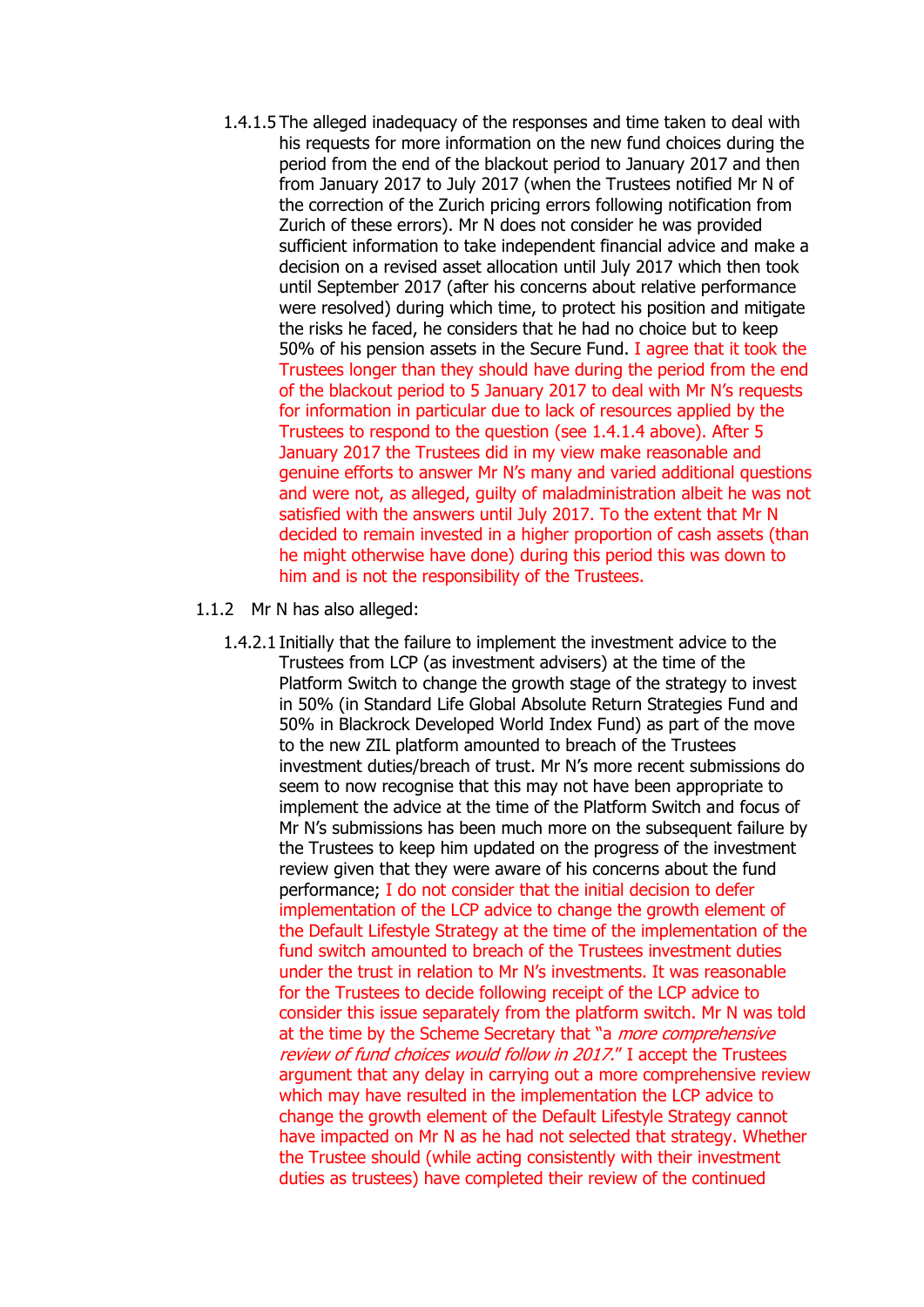1.4.1.5 The alleged inadequacy of the responses and time taken to deal with his requests for more information on the new fund choices during the period from the end of the blackout period to January 2017 and then from January 2017 to July 2017 (when the Trustees notified Mr N of the correction of the Zurich pricing errors following notification from Zurich of these errors). Mr N does not consider he was provided sufficient information to take independent financial advice and make a decision on a revised asset allocation until July 2017 which then took until September 2017 (after his concerns about relative performance were resolved) during which time, to protect his position and mitigate the risks he faced, he considers that he had no choice but to keep 50% of his pension assets in the Secure Fund. I agree that it took the Trustees longer than they should have during the period from the end of the blackout period to 5 January 2017 to deal with Mr N's requests for information in particular due to lack of resources applied by the Trustees to respond to the question (see 1.4.1.4 above). After 5 January 2017 the Trustees did in my view make reasonable and genuine efforts to answer Mr N's many and varied additional questions and were not, as alleged, guilty of maladministration albeit he was not satisfied with the answers until July 2017. To the extent that Mr N decided to remain invested in a higher proportion of cash assets (than he might otherwise have done) during this period this was down to him and is not the responsibility of the Trustees.

1.1.2 Mr N has also alleged:

1.4.2.1 Initially that the failure to implement the investment advice to the Trustees from LCP (as investment advisers) at the time of the Platform Switch to change the growth stage of the strategy to invest in 50% (in Standard Life Global Absolute Return Strategies Fund and 50% in Blackrock Developed World Index Fund) as part of the move to the new ZIL platform amounted to breach of the Trustees investment duties/breach of trust. Mr N's more recent submissions do seem to now recognise that this may not have been appropriate to implement the advice at the time of the Platform Switch and focus of Mr N's submissions has been much more on the subsequent failure by the Trustees to keep him updated on the progress of the investment review given that they were aware of his concerns about the fund performance; I do not consider that the initial decision to defer implementation of the LCP advice to change the growth element of the Default Lifestyle Strategy at the time of the implementation of the fund switch amounted to breach of the Trustees investment duties under the trust in relation to Mr N's investments. It was reasonable for the Trustees to decide following receipt of the LCP advice to consider this issue separately from the platform switch. Mr N was told at the time by the Scheme Secretary that "a *more comprehensive review of fund choices would follow in 2017.*" I accept the Trustees argument that any delay in carrying out a more comprehensive review which may have resulted in the implementation the LCP advice to change the growth element of the Default Lifestyle Strategy cannot have impacted on Mr N as he had not selected that strategy. Whether the Trustee should (while acting consistently with their investment duties as trustees) have completed their review of the continued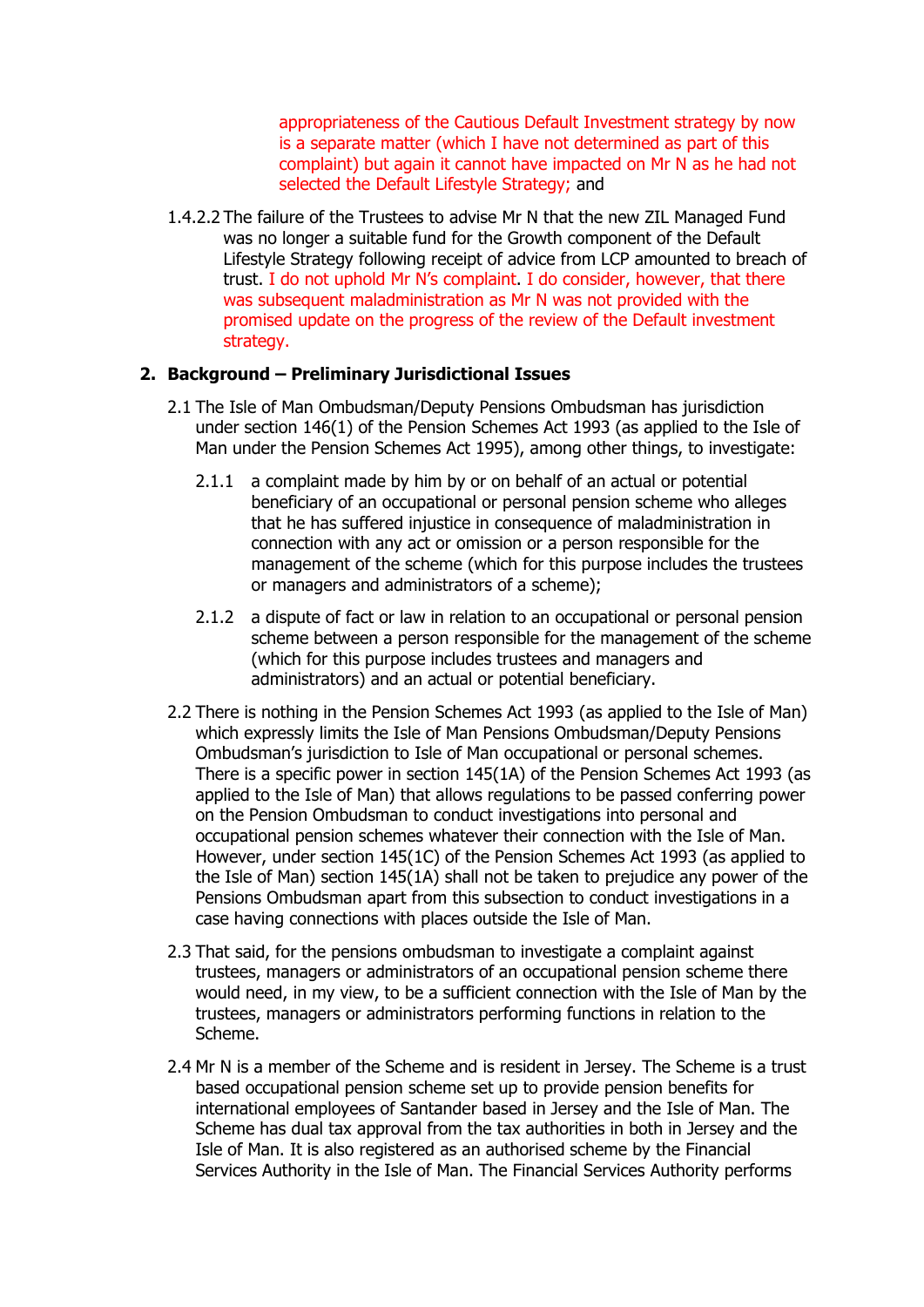appropriateness of the Cautious Default Investment strategy by now is a separate matter (which I have not determined as part of this complaint) but again it cannot have impacted on Mr N as he had not selected the Default Lifestyle Strategy; and

1.4.2.2 The failure of the Trustees to advise Mr N that the new ZIL Managed Fund was no longer a suitable fund for the Growth component of the Default Lifestyle Strategy following receipt of advice from LCP amounted to breach of trust. I do not uphold Mr N's complaint. I do consider, however, that there was subsequent maladministration as Mr N was not provided with the promised update on the progress of the review of the Default investment strategy.

## 2. Background – Preliminary Jurisdictional Issues

2.1 The Isle of Man Ombudsman/Deputy Pensions Ombudsman has jurisdiction under section 146(1) of the Pension Schemes Act 1993 (as applied to the Isle of Man under the Pension Schemes Act 1995), among other things, to investigate:

2.1.1 a complaint made by him by or on behalf of an actual or potential beneficiary of an occupational or personal pension scheme who alleges that he has suffered injustice in consequence of maladministration in connection with any act or omission or a person responsible for the management of the scheme (which for this purpose includes the trustees or managers and administrators of a scheme);

2.1.2 a dispute of fact or law in relation to an occupational or personal pension scheme between a person responsible for the management of the scheme (which for this purpose includes trustees and managers and administrators) and an actual or potential beneficiary.

2.2 There is nothing in the Pension Schemes Act 1993 (as applied to the Isle of Man) which expressly limits the Isle of Man Pensions Ombudsman/Deputy Pensions Ombudsman's jurisdiction to Isle of Man occupational or personal schemes. There is a specific power in section 145(1A) of the Pension Schemes Act 1993 (as applied to the Isle of Man) that allows regulations to be passed conferring power on the Pension Ombudsman to conduct investigations into personal and occupational pension schemes whatever their connection with the Isle of Man. However, under section 145(1C) of the Pension Schemes Act 1993 (as applied to the Isle of Man) section 145(1A) shall not be taken to prejudice any power of the Pensions Ombudsman apart from this subsection to conduct investigations in a case having connections with places outside the Isle of Man.

2.3 That said, for the pensions ombudsman to investigate a complaint against trustees, managers or administrators of an occupational pension scheme there would need, in my view, to be a sufficient connection with the Isle of Man by the trustees, managers or administrators performing functions in relation to the Scheme.

2.4 Mr N is a member of the Scheme and is resident in Jersey. The Scheme is a trust based occupational pension scheme set up to provide pension benefits for international employees of Santander based in Jersey and the Isle of Man. The Scheme has dual tax approval from the tax authorities in both in Jersey and the Isle of Man. It is also registered as an authorised scheme by the Financial Services Authority in the Isle of Man. The Financial Services Authority performs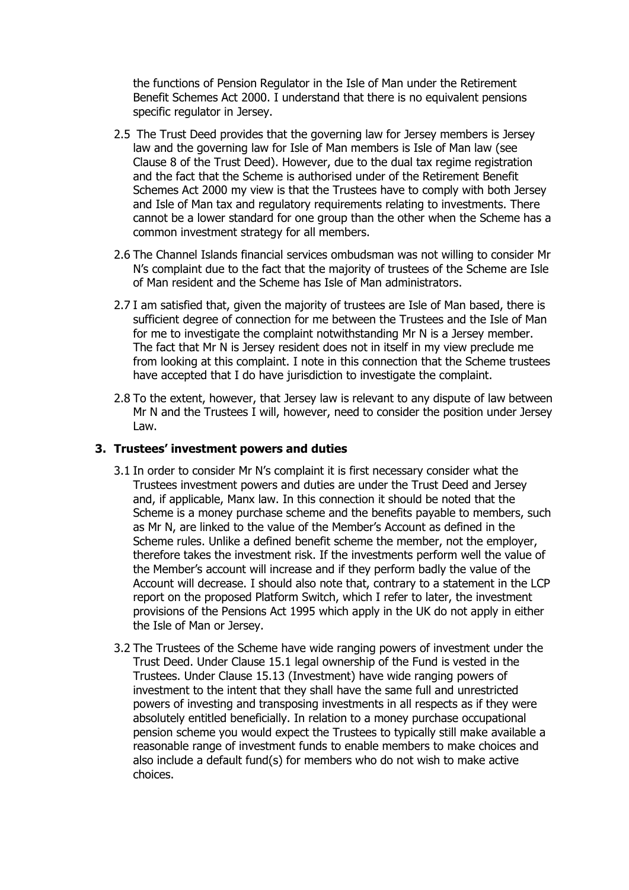the functions of Pension Regulator in the Isle of Man under the Retirement Benefit Schemes Act 2000. I understand that there is no equivalent pensions specific regulator in Jersey.

2.5 The Trust Deed provides that the governing law for Jersey members is Jersey law and the governing law for Isle of Man members is Isle of Man law (see Clause 8 of the Trust Deed). However, due to the dual tax regime registration and the fact that the Scheme is authorised under of the Retirement Benefit Schemes Act 2000 my view is that the Trustees have to comply with both Jersey and Isle of Man tax and regulatory requirements relating to investments. There cannot be a lower standard for one group than the other when the Scheme has a common investment strategy for all members.

2.6 The Channel Islands financial services ombudsman was not willing to consider Mr N's complaint due to the fact that the majority of trustees of the Scheme are Isle of Man resident and the Scheme has Isle of Man administrators.

2.7 I am satisfied that, given the majority of trustees are Isle of Man based, there is sufficient degree of connection for me between the Trustees and the Isle of Man for me to investigate the complaint notwithstanding Mr N is a Jersey member. The fact that Mr N is Jersey resident does not in itself in my view preclude me from looking at this complaint. I note in this connection that the Scheme trustees have accepted that I do have jurisdiction to investigate the complaint.

2.8 To the extent, however, that Jersey law is relevant to any dispute of law between Mr N and the Trustees I will, however, need to consider the position under Jersey Law.

## 3. Trustees' investment powers and duties

3.1 In order to consider Mr N's complaint it is first necessary consider what the Trustees investment powers and duties are under the Trust Deed and Jersey and, if applicable, Manx law. In this connection it should be noted that the Scheme is a money purchase scheme and the benefits payable to members, such as Mr N, are linked to the value of the Member's Account as defined in the Scheme rules. Unlike a defined benefit scheme the member, not the employer, therefore takes the investment risk. If the investments perform well the value of the Member's account will increase and if they perform badly the value of the Account will decrease. I should also note that, contrary to a statement in the LCP report on the proposed Platform Switch, which I refer to later, the investment provisions of the Pensions Act 1995 which apply in the UK do not apply in either the Isle of Man or Jersey.

3.2 The Trustees of the Scheme have wide ranging powers of investment under the Trust Deed. Under Clause 15.1 legal ownership of the Fund is vested in the Trustees. Under Clause 15.13 (Investment) have wide ranging powers of investment to the intent that they shall have the same full and unrestricted powers of investing and transposing investments in all respects as if they were absolutely entitled beneficially. In relation to a money purchase occupational pension scheme you would expect the Trustees to typically still make available a reasonable range of investment funds to enable members to make choices and also include a default fund(s) for members who do not wish to make active choices.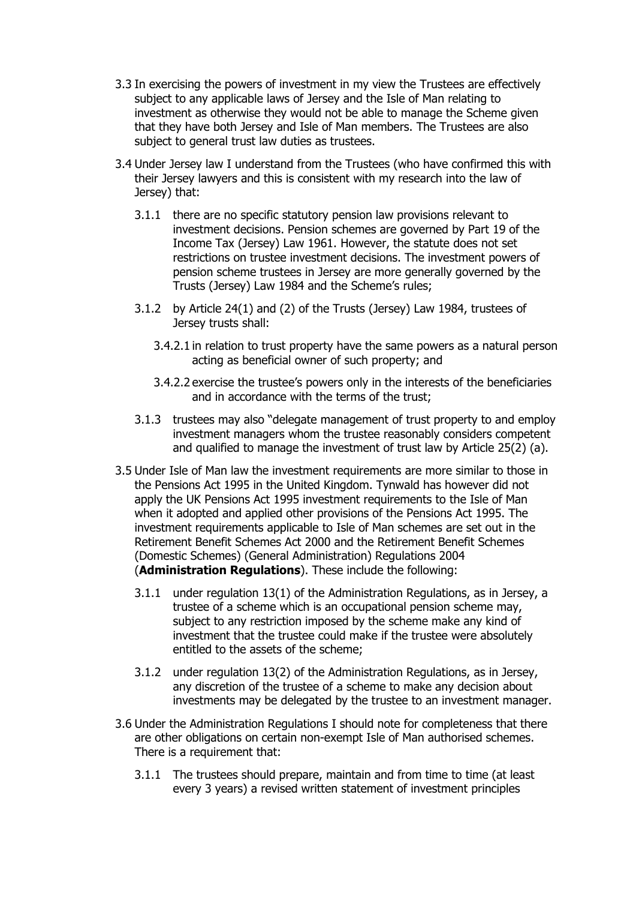3.3 In exercising the powers of investment in my view the Trustees are effectively subject to any applicable laws of Jersey and the Isle of Man relating to investment as otherwise they would not be able to manage the Scheme given that they have both Jersey and Isle of Man members. The Trustees are also subject to general trust law duties as trustees.

3.4 Under Jersey law I understand from the Trustees (who have confirmed this with their Jersey lawyers and this is consistent with my research into the law of Jersey) that:

   3.1.1 there are no specific statutory pension law provisions relevant to investment decisions. Pension schemes are governed by Part 19 of the Income Tax (Jersey) Law 1961. However, the statute does not set restrictions on trustee investment decisions. The investment powers of pension scheme trustees in Jersey are more generally governed by the Trusts (Jersey) Law 1984 and the Scheme's rules;

   3.1.2 by Article 24(1) and (2) of the Trusts (Jersey) Law 1984, trustees of Jersey trusts shall:

      3.4.2.1 in relation to trust property have the same powers as a natural person acting as beneficial owner of such property; and

      3.4.2.2 exercise the trustee's powers only in the interests of the beneficiaries and in accordance with the terms of the trust;

   3.1.3 trustees may also "delegate management of trust property to and employ investment managers whom the trustee reasonably considers competent and qualified to manage the investment of trust law by Article 25(2) (a).

3.5 Under Isle of Man law the investment requirements are more similar to those in the Pensions Act 1995 in the United Kingdom. Tynwald has however did not apply the UK Pensions Act 1995 investment requirements to the Isle of Man when it adopted and applied other provisions of the Pensions Act 1995. The investment requirements applicable to Isle of Man schemes are set out in the Retirement Benefit Schemes Act 2000 and the Retirement Benefit Schemes (Domestic Schemes) (General Administration) Regulations 2004 (**Administration Regulations**). These include the following:

   3.1.1 under regulation 13(1) of the Administration Regulations, as in Jersey, a trustee of a scheme which is an occupational pension scheme may, subject to any restriction imposed by the scheme make any kind of investment that the trustee could make if the trustee were absolutely entitled to the assets of the scheme;

   3.1.2 under regulation 13(2) of the Administration Regulations, as in Jersey, any discretion of the trustee of a scheme to make any decision about investments may be delegated by the trustee to an investment manager.

3.6 Under the Administration Regulations I should note for completeness that there are other obligations on certain non-exempt Isle of Man authorised schemes. There is a requirement that:

   3.1.1 The trustees should prepare, maintain and from time to time (at least every 3 years) a revised written statement of investment principles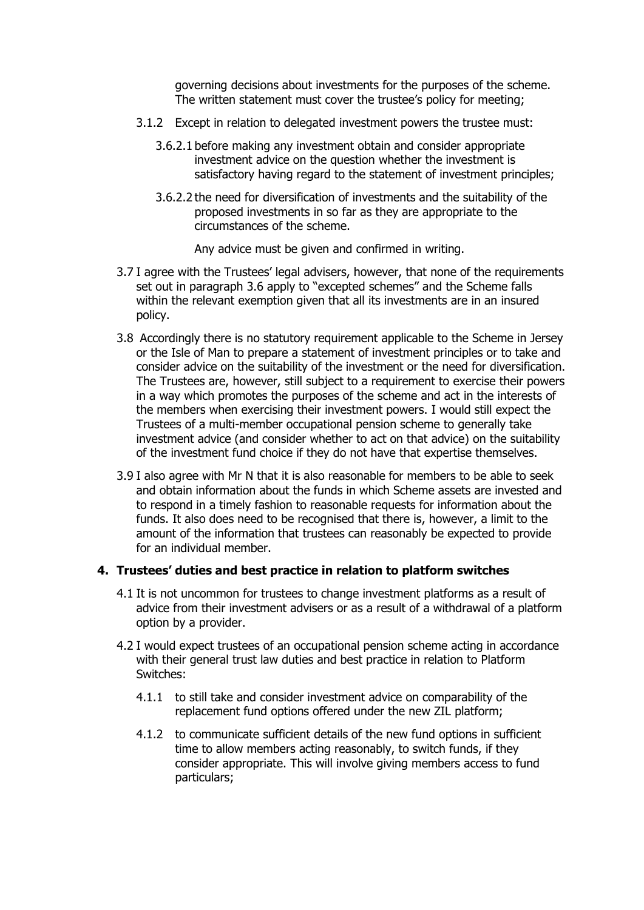governing decisions about investments for the purposes of the scheme. The written statement must cover the trustee's policy for meeting;

3.1.2 Except in relation to delegated investment powers the trustee must:

3.6.2.1 before making any investment obtain and consider appropriate investment advice on the question whether the investment is satisfactory having regard to the statement of investment principles;

3.6.2.2 the need for diversification of investments and the suitability of the proposed investments in so far as they are appropriate to the circumstances of the scheme.

Any advice must be given and confirmed in writing.

3.7 I agree with the Trustees' legal advisers, however, that none of the requirements set out in paragraph 3.6 apply to "excepted schemes" and the Scheme falls within the relevant exemption given that all its investments are in an insured policy.

3.8 Accordingly there is no statutory requirement applicable to the Scheme in Jersey or the Isle of Man to prepare a statement of investment principles or to take and consider advice on the suitability of the investment or the need for diversification. The Trustees are, however, still subject to a requirement to exercise their powers in a way which promotes the purposes of the scheme and act in the interests of the members when exercising their investment powers. I would still expect the Trustees of a multi-member occupational pension scheme to generally take investment advice (and consider whether to act on that advice) on the suitability of the investment fund choice if they do not have that expertise themselves.

3.9 I also agree with Mr N that it is also reasonable for members to be able to seek and obtain information about the funds in which Scheme assets are invested and to respond in a timely fashion to reasonable requests for information about the funds. It also does need to be recognised that there is, however, a limit to the amount of the information that trustees can reasonably be expected to provide for an individual member.

## 4. Trustees' duties and best practice in relation to platform switches

4.1 It is not uncommon for trustees to change investment platforms as a result of advice from their investment advisers or as a result of a withdrawal of a platform option by a provider.

4.2 I would expect trustees of an occupational pension scheme acting in accordance with their general trust law duties and best practice in relation to Platform Switches:

4.1.1 to still take and consider investment advice on comparability of the replacement fund options offered under the new ZIL platform;

4.1.2 to communicate sufficient details of the new fund options in sufficient time to allow members acting reasonably, to switch funds, if they consider appropriate. This will involve giving members access to fund particulars;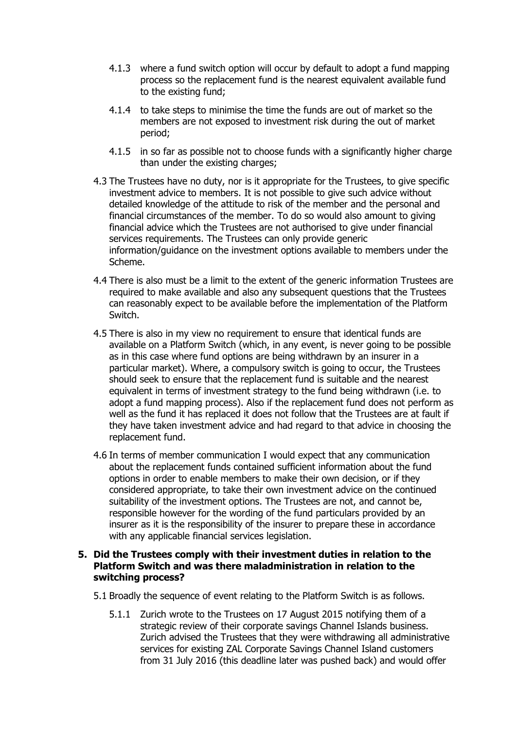4.1.3 where a fund switch option will occur by default to adopt a fund mapping process so the replacement fund is the nearest equivalent available fund to the existing fund;

4.1.4 to take steps to minimise the time the funds are out of market so the members are not exposed to investment risk during the out of market period;

4.1.5 in so far as possible not to choose funds with a significantly higher charge than under the existing charges;

4.3 The Trustees have no duty, nor is it appropriate for the Trustees, to give specific investment advice to members. It is not possible to give such advice without detailed knowledge of the attitude to risk of the member and the personal and financial circumstances of the member. To do so would also amount to giving financial advice which the Trustees are not authorised to give under financial services requirements. The Trustees can only provide generic information/guidance on the investment options available to members under the Scheme.

4.4 There is also must be a limit to the extent of the generic information Trustees are required to make available and also any subsequent questions that the Trustees can reasonably expect to be available before the implementation of the Platform Switch.

4.5 There is also in my view no requirement to ensure that identical funds are available on a Platform Switch (which, in any event, is never going to be possible as in this case where fund options are being withdrawn by an insurer in a particular market). Where, a compulsory switch is going to occur, the Trustees should seek to ensure that the replacement fund is suitable and the nearest equivalent in terms of investment strategy to the fund being withdrawn (i.e. to adopt a fund mapping process). Also if the replacement fund does not perform as well as the fund it has replaced it does not follow that the Trustees are at fault if they have taken investment advice and had regard to that advice in choosing the replacement fund.

4.6 In terms of member communication I would expect that any communication about the replacement funds contained sufficient information about the fund options in order to enable members to make their own decision, or if they considered appropriate, to take their own investment advice on the continued suitability of the investment options. The Trustees are not, and cannot be, responsible however for the wording of the fund particulars provided by an insurer as it is the responsibility of the insurer to prepare these in accordance with any applicable financial services legislation.

**5. Did the Trustees comply with their investment duties in relation to the Platform Switch and was there maladministration in relation to the switching process?**

5.1 Broadly the sequence of event relating to the Platform Switch is as follows.

5.1.1 Zurich wrote to the Trustees on 17 August 2015 notifying them of a strategic review of their corporate savings Channel Islands business. Zurich advised the Trustees that they were withdrawing all administrative services for existing ZAL Corporate Savings Channel Island customers from 31 July 2016 (this deadline later was pushed back) and would offer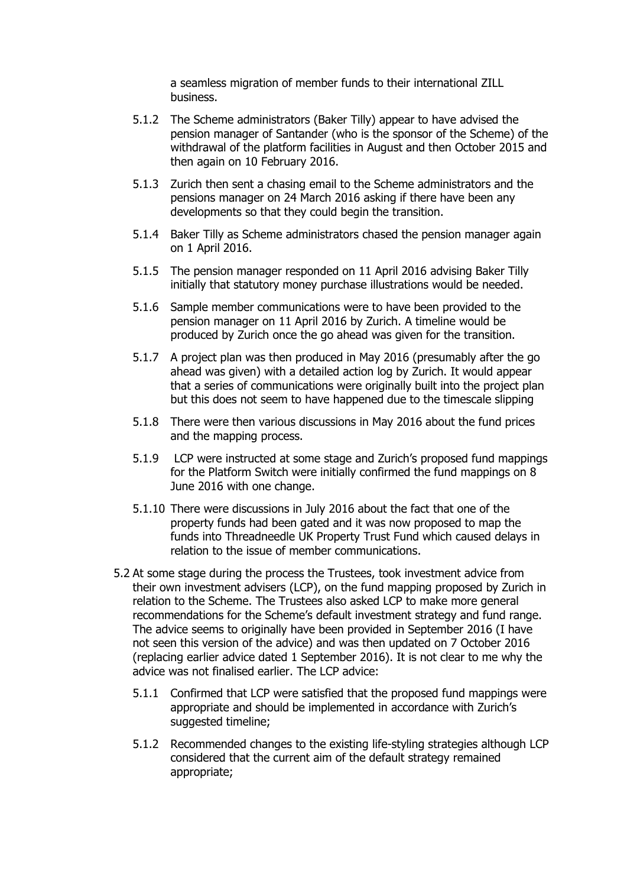a seamless migration of member funds to their international ZILL business.

5.1.2 The Scheme administrators (Baker Tilly) appear to have advised the pension manager of Santander (who is the sponsor of the Scheme) of the withdrawal of the platform facilities in August and then October 2015 and then again on 10 February 2016.

5.1.3 Zurich then sent a chasing email to the Scheme administrators and the pensions manager on 24 March 2016 asking if there have been any developments so that they could begin the transition.

5.1.4 Baker Tilly as Scheme administrators chased the pension manager again on 1 April 2016.

5.1.5 The pension manager responded on 11 April 2016 advising Baker Tilly initially that statutory money purchase illustrations would be needed.

5.1.6 Sample member communications were to have been provided to the pension manager on 11 April 2016 by Zurich. A timeline would be produced by Zurich once the go ahead was given for the transition.

5.1.7 A project plan was then produced in May 2016 (presumably after the go ahead was given) with a detailed action log by Zurich. It would appear that a series of communications were originally built into the project plan but this does not seem to have happened due to the timescale slipping

5.1.8 There were then various discussions in May 2016 about the fund prices and the mapping process.

5.1.9 LCP were instructed at some stage and Zurich's proposed fund mappings for the Platform Switch were initially confirmed the fund mappings on 8 June 2016 with one change.

5.1.10 There were discussions in July 2016 about the fact that one of the property funds had been gated and it was now proposed to map the funds into Threadneedle UK Property Trust Fund which caused delays in relation to the issue of member communications.

5.2 At some stage during the process the Trustees, took investment advice from their own investment advisers (LCP), on the fund mapping proposed by Zurich in relation to the Scheme. The Trustees also asked LCP to make more general recommendations for the Scheme's default investment strategy and fund range. The advice seems to originally have been provided in September 2016 (I have not seen this version of the advice) and was then updated on 7 October 2016 (replacing earlier advice dated 1 September 2016). It is not clear to me why the advice was not finalised earlier. The LCP advice:

5.1.1 Confirmed that LCP were satisfied that the proposed fund mappings were appropriate and should be implemented in accordance with Zurich's suggested timeline;

5.1.2 Recommended changes to the existing life-styling strategies although LCP considered that the current aim of the default strategy remained appropriate;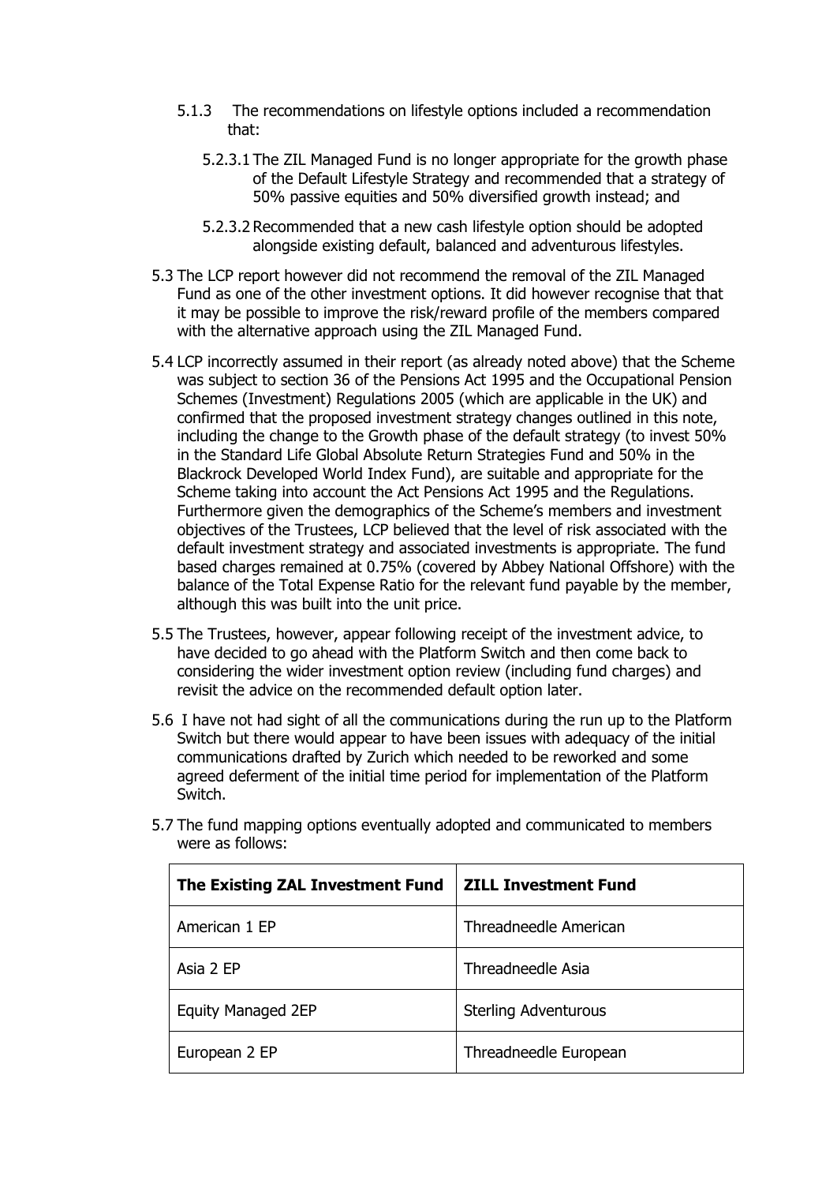5.1.3 The recommendations on lifestyle options included a recommendation that:

5.2.3.1 The ZIL Managed Fund is no longer appropriate for the growth phase of the Default Lifestyle Strategy and recommended that a strategy of 50% passive equities and 50% diversified growth instead; and

5.2.3.2 Recommended that a new cash lifestyle option should be adopted alongside existing default, balanced and adventurous lifestyles.

5.3 The LCP report however did not recommend the removal of the ZIL Managed Fund as one of the other investment options. It did however recognise that that it may be possible to improve the risk/reward profile of the members compared with the alternative approach using the ZIL Managed Fund.

5.4 LCP incorrectly assumed in their report (as already noted above) that the Scheme was subject to section 36 of the Pensions Act 1995 and the Occupational Pension Schemes (Investment) Regulations 2005 (which are applicable in the UK) and confirmed that the proposed investment strategy changes outlined in this note, including the change to the Growth phase of the default strategy (to invest 50% in the Standard Life Global Absolute Return Strategies Fund and 50% in the Blackrock Developed World Index Fund), are suitable and appropriate for the Scheme taking into account the Act Pensions Act 1995 and the Regulations. Furthermore given the demographics of the Scheme's members and investment objectives of the Trustees, LCP believed that the level of risk associated with the default investment strategy and associated investments is appropriate. The fund based charges remained at 0.75% (covered by Abbey National Offshore) with the balance of the Total Expense Ratio for the relevant fund payable by the member, although this was built into the unit price.

5.5 The Trustees, however, appear following receipt of the investment advice, to have decided to go ahead with the Platform Switch and then come back to considering the wider investment option review (including fund charges) and revisit the advice on the recommended default option later.

5.6 I have not had sight of all the communications during the run up to the Platform Switch but there would appear to have been issues with adequacy of the initial communications drafted by Zurich which needed to be reworked and some agreed deferment of the initial time period for implementation of the Platform Switch.

5.7 The fund mapping options eventually adopted and communicated to members were as follows:

| The Existing ZAL Investment Fund | ZILL Investment Fund |
|---|---|
| American 1 EP | Threadneedle American |
| Asia 2 EP | Threadneedle Asia |
| Equity Managed 2EP | Sterling Adventurous |
| European 2 EP | Threadneedle European |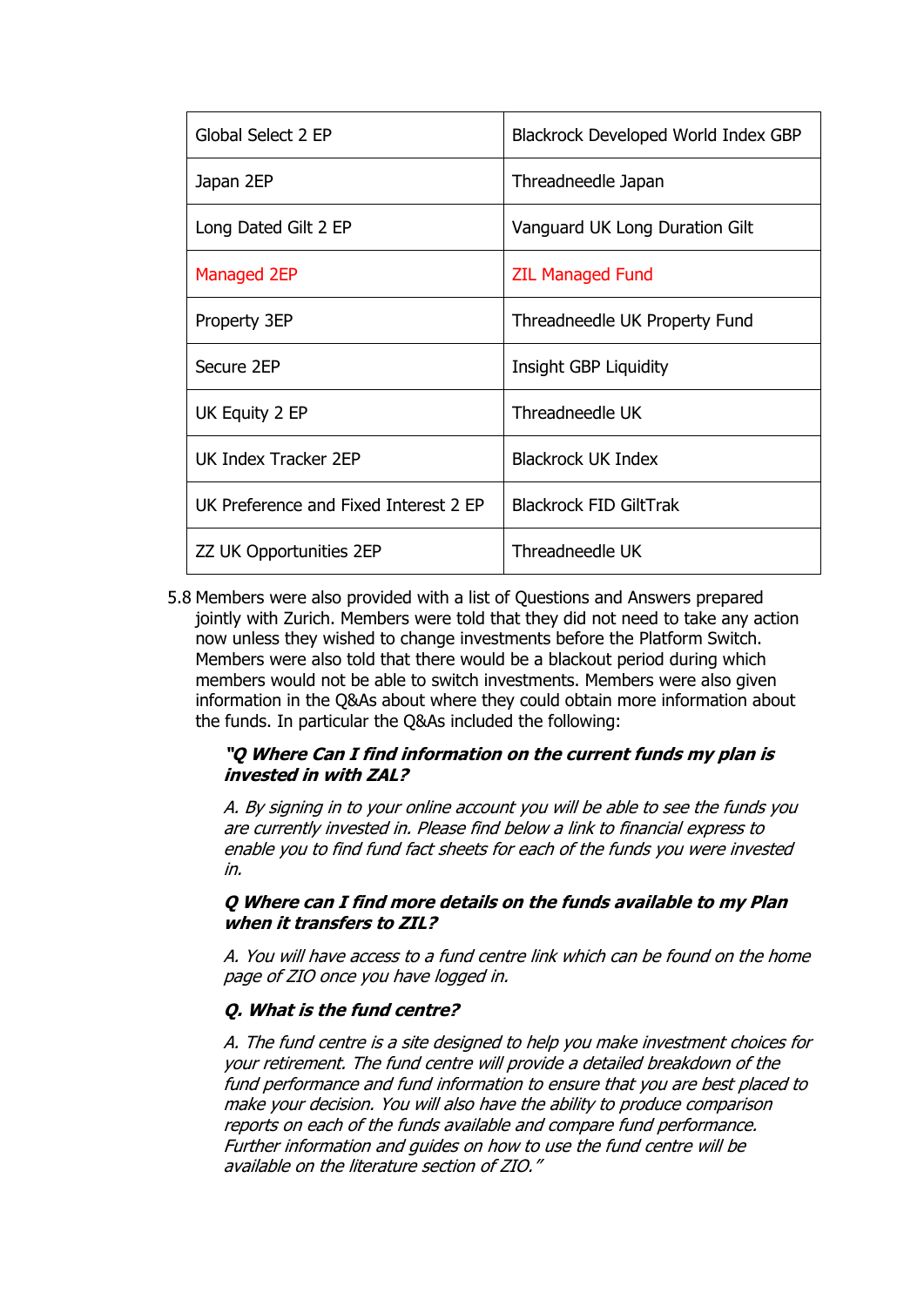| Global Select 2 EP | Blackrock Developed World Index GBP |
| --- | --- |
| Japan 2EP | Threadneedle Japan |
| Long Dated Gilt 2 EP | Vanguard UK Long Duration Gilt |
| Managed 2EP | ZIL Managed Fund |
| Property 3EP | Threadneedle UK Property Fund |
| Secure 2EP | Insight GBP Liquidity |
| UK Equity 2 EP | Threadneedle UK |
| UK Index Tracker 2EP | Blackrock UK Index |
| UK Preference and Fixed Interest 2 EP | Blackrock FID GiltTrak |
| ZZ UK Opportunities 2EP | Threadneedle UK |

5.8 Members were also provided with a list of Questions and Answers prepared jointly with Zurich. Members were told that they did not need to take any action now unless they wished to change investments before the Platform Switch. Members were also told that there would be a blackout period during which members would not be able to switch investments. Members were also given information in the Q&As about where they could obtain more information about the funds. In particular the Q&As included the following:

> ***"Q Where Can I find information on the current funds my plan is invested in with ZAL?***
>
> *A. By signing in to your online account you will be able to see the funds you are currently invested in. Please find below a link to financial express to enable you to find fund fact sheets for each of the funds you were invested in.*
>
> ***Q Where can I find more details on the funds available to my Plan when it transfers to ZIL?***
>
> *A. You will have access to a fund centre link which can be found on the home page of ZIO once you have logged in.*
>
> ***Q. What is the fund centre?***
>
> *A. The fund centre is a site designed to help you make investment choices for your retirement. The fund centre will provide a detailed breakdown of the fund performance and fund information to ensure that you are best placed to make your decision. You will also have the ability to produce comparison reports on each of the funds available and compare fund performance. Further information and guides on how to use the fund centre will be available on the literature section of ZIO."*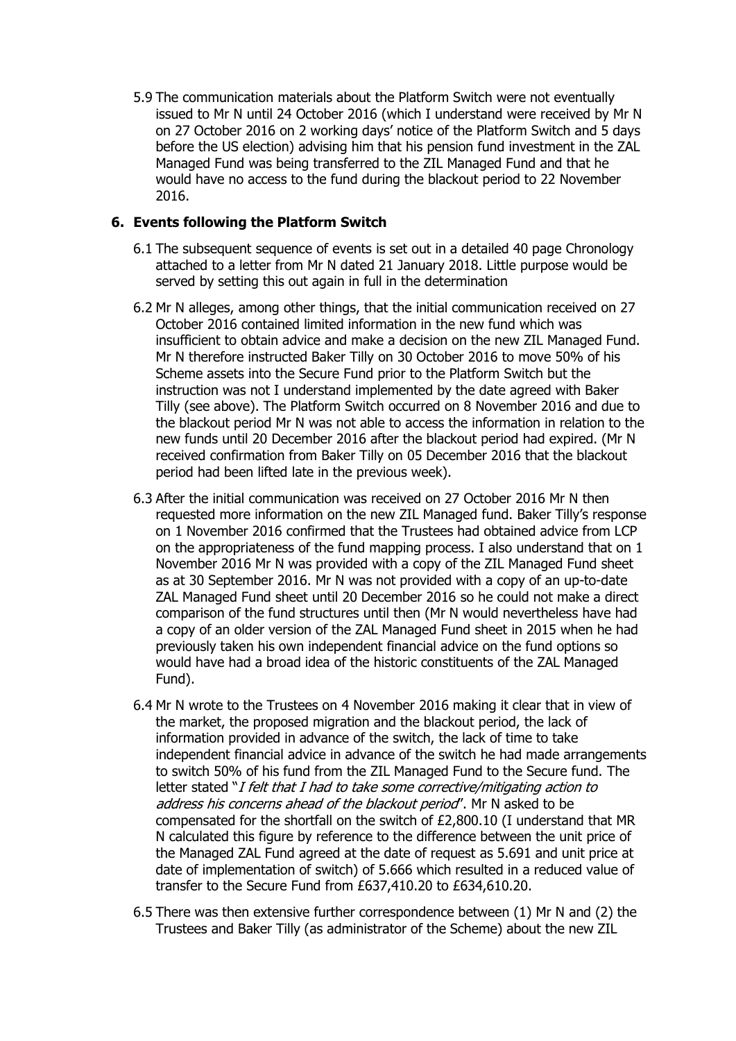5.9 The communication materials about the Platform Switch were not eventually issued to Mr N until 24 October 2016 (which I understand were received by Mr N on 27 October 2016 on 2 working days' notice of the Platform Switch and 5 days before the US election) advising him that his pension fund investment in the ZAL Managed Fund was being transferred to the ZIL Managed Fund and that he would have no access to the fund during the blackout period to 22 November 2016.

## 6. Events following the Platform Switch

6.1 The subsequent sequence of events is set out in a detailed 40 page Chronology attached to a letter from Mr N dated 21 January 2018. Little purpose would be served by setting this out again in full in the determination

6.2 Mr N alleges, among other things, that the initial communication received on 27 October 2016 contained limited information in the new fund which was insufficient to obtain advice and make a decision on the new ZIL Managed Fund. Mr N therefore instructed Baker Tilly on 30 October 2016 to move 50% of his Scheme assets into the Secure Fund prior to the Platform Switch but the instruction was not I understand implemented by the date agreed with Baker Tilly (see above). The Platform Switch occurred on 8 November 2016 and due to the blackout period Mr N was not able to access the information in relation to the new funds until 20 December 2016 after the blackout period had expired. (Mr N received confirmation from Baker Tilly on 05 December 2016 that the blackout period had been lifted late in the previous week).

6.3 After the initial communication was received on 27 October 2016 Mr N then requested more information on the new ZIL Managed fund. Baker Tilly's response on 1 November 2016 confirmed that the Trustees had obtained advice from LCP on the appropriateness of the fund mapping process. I also understand that on 1 November 2016 Mr N was provided with a copy of the ZIL Managed Fund sheet as at 30 September 2016. Mr N was not provided with a copy of an up-to-date ZAL Managed Fund sheet until 20 December 2016 so he could not make a direct comparison of the fund structures until then (Mr N would nevertheless have had a copy of an older version of the ZAL Managed Fund sheet in 2015 when he had previously taken his own independent financial advice on the fund options so would have had a broad idea of the historic constituents of the ZAL Managed Fund).

6.4 Mr N wrote to the Trustees on 4 November 2016 making it clear that in view of the market, the proposed migration and the blackout period, the lack of information provided in advance of the switch, the lack of time to take independent financial advice in advance of the switch he had made arrangements to switch 50% of his fund from the ZIL Managed Fund to the Secure fund. The letter stated "*I felt that I had to take some corrective/mitigating action to address his concerns ahead of the blackout period*". Mr N asked to be compensated for the shortfall on the switch of £2,800.10 (I understand that MR N calculated this figure by reference to the difference between the unit price of the Managed ZAL Fund agreed at the date of request as 5.691 and unit price at date of implementation of switch) of 5.666 which resulted in a reduced value of transfer to the Secure Fund from £637,410.20 to £634,610.20.

6.5 There was then extensive further correspondence between (1) Mr N and (2) the Trustees and Baker Tilly (as administrator of the Scheme) about the new ZIL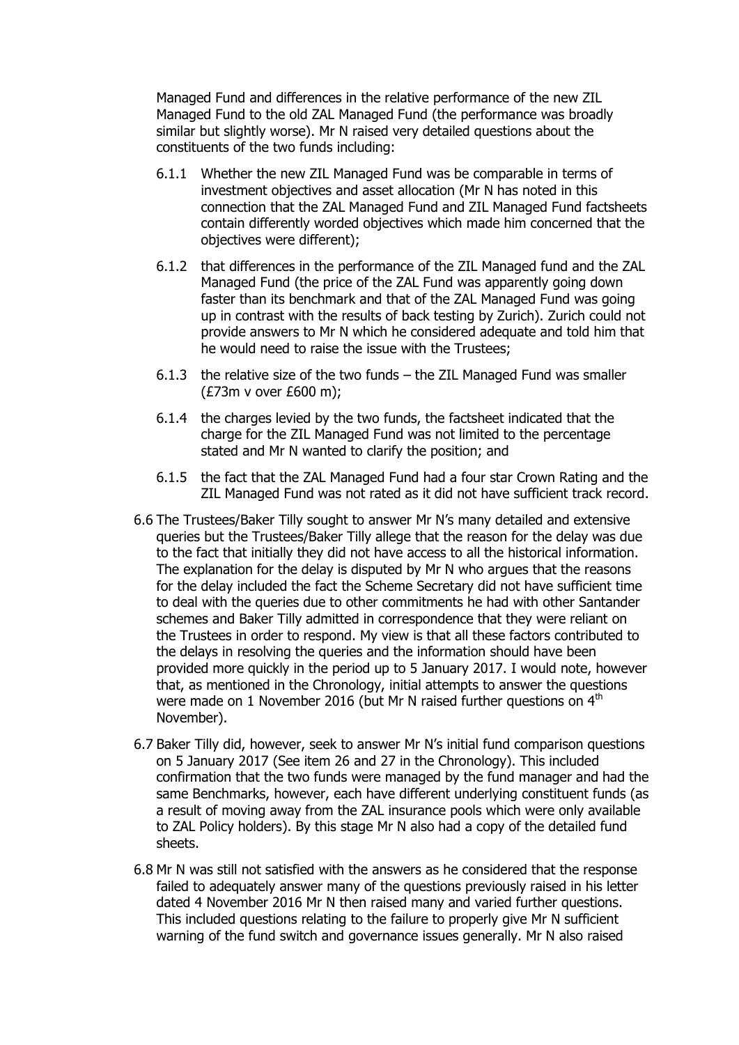Managed Fund and differences in the relative performance of the new ZIL Managed Fund to the old ZAL Managed Fund (the performance was broadly similar but slightly worse). Mr N raised very detailed questions about the constituents of the two funds including:

6.1.1 Whether the new ZIL Managed Fund was be comparable in terms of investment objectives and asset allocation (Mr N has noted in this connection that the ZAL Managed Fund and ZIL Managed Fund factsheets contain differently worded objectives which made him concerned that the objectives were different);

6.1.2 that differences in the performance of the ZIL Managed fund and the ZAL Managed Fund (the price of the ZAL Fund was apparently going down faster than its benchmark and that of the ZAL Managed Fund was going up in contrast with the results of back testing by Zurich). Zurich could not provide answers to Mr N which he considered adequate and told him that he would need to raise the issue with the Trustees;

6.1.3 the relative size of the two funds – the ZIL Managed Fund was smaller (£73m v over £600 m);

6.1.4 the charges levied by the two funds, the factsheet indicated that the charge for the ZIL Managed Fund was not limited to the percentage stated and Mr N wanted to clarify the position; and

6.1.5 the fact that the ZAL Managed Fund had a four star Crown Rating and the ZIL Managed Fund was not rated as it did not have sufficient track record.

6.6 The Trustees/Baker Tilly sought to answer Mr N's many detailed and extensive queries but the Trustees/Baker Tilly allege that the reason for the delay was due to the fact that initially they did not have access to all the historical information. The explanation for the delay is disputed by Mr N who argues that the reasons for the delay included the fact the Scheme Secretary did not have sufficient time to deal with the queries due to other commitments he had with other Santander schemes and Baker Tilly admitted in correspondence that they were reliant on the Trustees in order to respond. My view is that all these factors contributed to the delays in resolving the queries and the information should have been provided more quickly in the period up to 5 January 2017. I would note, however that, as mentioned in the Chronology, initial attempts to answer the questions were made on 1 November 2016 (but Mr N raised further questions on 4th November).

6.7 Baker Tilly did, however, seek to answer Mr N's initial fund comparison questions on 5 January 2017 (See item 26 and 27 in the Chronology). This included confirmation that the two funds were managed by the fund manager and had the same Benchmarks, however, each have different underlying constituent funds (as a result of moving away from the ZAL insurance pools which were only available to ZAL Policy holders). By this stage Mr N also had a copy of the detailed fund sheets.

6.8 Mr N was still not satisfied with the answers as he considered that the response failed to adequately answer many of the questions previously raised in his letter dated 4 November 2016 Mr N then raised many and varied further questions. This included questions relating to the failure to properly give Mr N sufficient warning of the fund switch and governance issues generally. Mr N also raised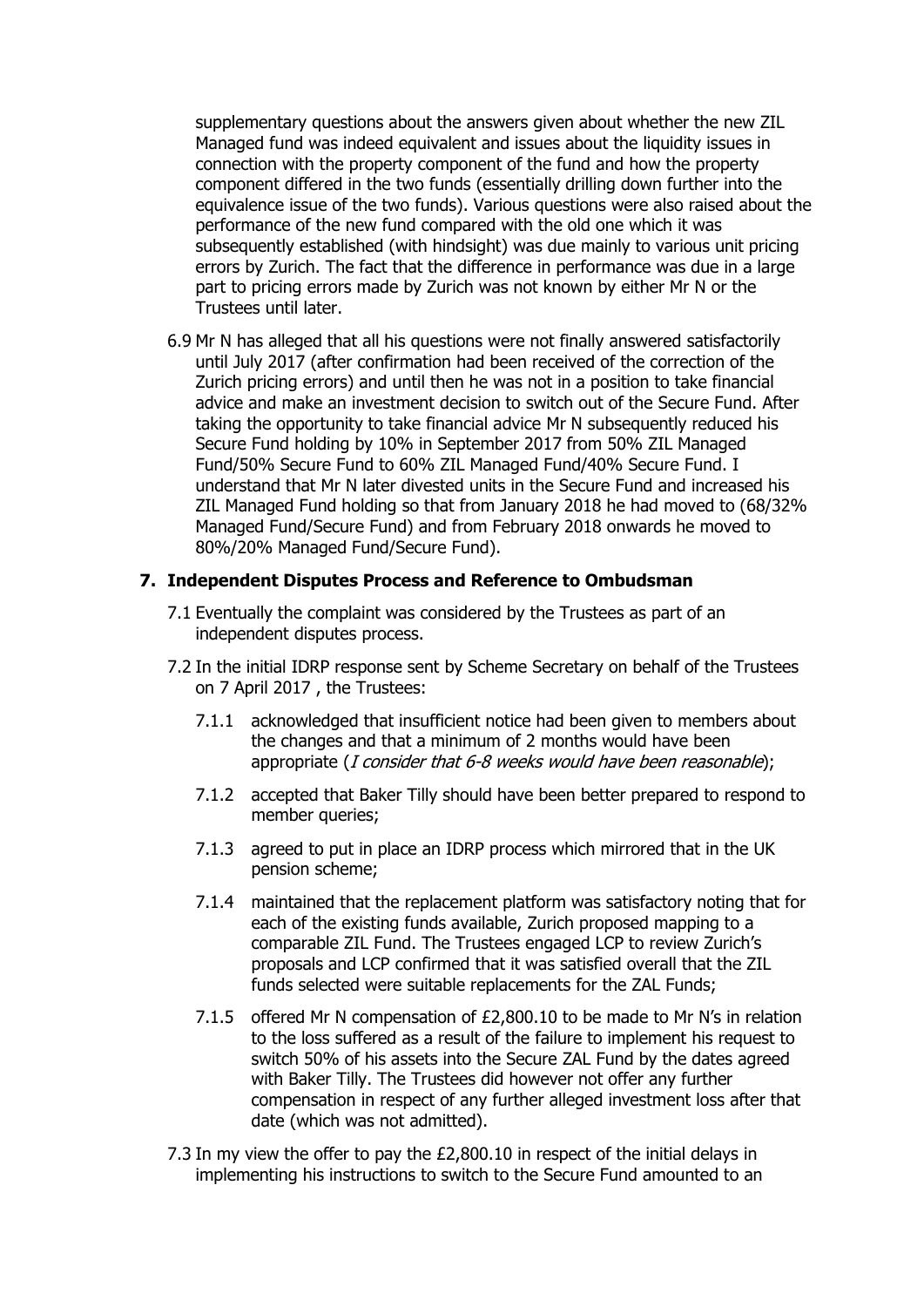supplementary questions about the answers given about whether the new ZIL Managed fund was indeed equivalent and issues about the liquidity issues in connection with the property component of the fund and how the property component differed in the two funds (essentially drilling down further into the equivalence issue of the two funds). Various questions were also raised about the performance of the new fund compared with the old one which it was subsequently established (with hindsight) was due mainly to various unit pricing errors by Zurich. The fact that the difference in performance was due in a large part to pricing errors made by Zurich was not known by either Mr N or the Trustees until later.

6.9 Mr N has alleged that all his questions were not finally answered satisfactorily until July 2017 (after confirmation had been received of the correction of the Zurich pricing errors) and until then he was not in a position to take financial advice and make an investment decision to switch out of the Secure Fund. After taking the opportunity to take financial advice Mr N subsequently reduced his Secure Fund holding by 10% in September 2017 from 50% ZIL Managed Fund/50% Secure Fund to 60% ZIL Managed Fund/40% Secure Fund. I understand that Mr N later divested units in the Secure Fund and increased his ZIL Managed Fund holding so that from January 2018 he had moved to (68/32% Managed Fund/Secure Fund) and from February 2018 onwards he moved to 80%/20% Managed Fund/Secure Fund).

## 7. Independent Disputes Process and Reference to Ombudsman

7.1 Eventually the complaint was considered by the Trustees as part of an independent disputes process.

7.2 In the initial IDRP response sent by Scheme Secretary on behalf of the Trustees on 7 April 2017 , the Trustees:

7.1.1 acknowledged that insufficient notice had been given to members about the changes and that a minimum of 2 months would have been appropriate (*I consider that 6-8 weeks would have been reasonable*);

7.1.2 accepted that Baker Tilly should have been better prepared to respond to member queries;

7.1.3 agreed to put in place an IDRP process which mirrored that in the UK pension scheme;

7.1.4 maintained that the replacement platform was satisfactory noting that for each of the existing funds available, Zurich proposed mapping to a comparable ZIL Fund. The Trustees engaged LCP to review Zurich's proposals and LCP confirmed that it was satisfied overall that the ZIL funds selected were suitable replacements for the ZAL Funds;

7.1.5 offered Mr N compensation of £2,800.10 to be made to Mr N's in relation to the loss suffered as a result of the failure to implement his request to switch 50% of his assets into the Secure ZAL Fund by the dates agreed with Baker Tilly. The Trustees did however not offer any further compensation in respect of any further alleged investment loss after that date (which was not admitted).

7.3 In my view the offer to pay the £2,800.10 in respect of the initial delays in implementing his instructions to switch to the Secure Fund amounted to an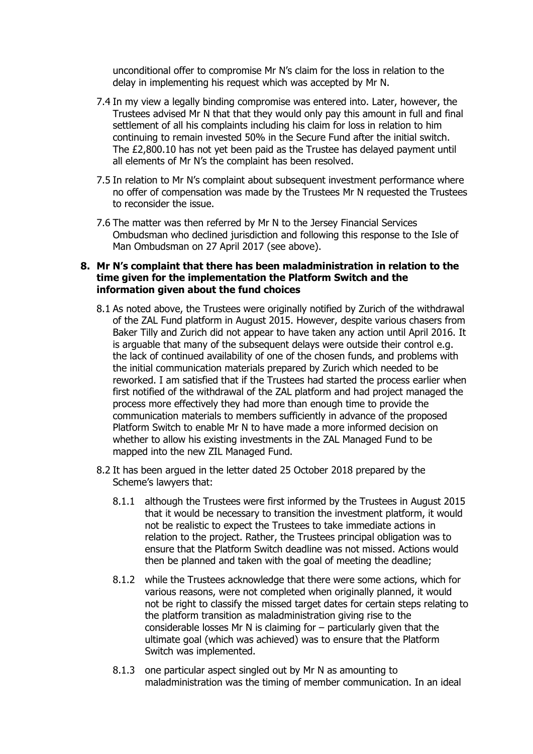unconditional offer to compromise Mr N's claim for the loss in relation to the delay in implementing his request which was accepted by Mr N.

7.4 In my view a legally binding compromise was entered into. Later, however, the Trustees advised Mr N that that they would only pay this amount in full and final settlement of all his complaints including his claim for loss in relation to him continuing to remain invested 50% in the Secure Fund after the initial switch. The £2,800.10 has not yet been paid as the Trustee has delayed payment until all elements of Mr N's the complaint has been resolved.

7.5 In relation to Mr N's complaint about subsequent investment performance where no offer of compensation was made by the Trustees Mr N requested the Trustees to reconsider the issue.

7.6 The matter was then referred by Mr N to the Jersey Financial Services Ombudsman who declined jurisdiction and following this response to the Isle of Man Ombudsman on 27 April 2017 (see above).

## 8. Mr N's complaint that there has been maladministration in relation to the time given for the implementation the Platform Switch and the information given about the fund choices

8.1 As noted above, the Trustees were originally notified by Zurich of the withdrawal of the ZAL Fund platform in August 2015. However, despite various chasers from Baker Tilly and Zurich did not appear to have taken any action until April 2016. It is arguable that many of the subsequent delays were outside their control e.g. the lack of continued availability of one of the chosen funds, and problems with the initial communication materials prepared by Zurich which needed to be reworked. I am satisfied that if the Trustees had started the process earlier when first notified of the withdrawal of the ZAL platform and had project managed the process more effectively they had more than enough time to provide the communication materials to members sufficiently in advance of the proposed Platform Switch to enable Mr N to have made a more informed decision on whether to allow his existing investments in the ZAL Managed Fund to be mapped into the new ZIL Managed Fund.

8.2 It has been argued in the letter dated 25 October 2018 prepared by the Scheme's lawyers that:

8.1.1 although the Trustees were first informed by the Trustees in August 2015 that it would be necessary to transition the investment platform, it would not be realistic to expect the Trustees to take immediate actions in relation to the project. Rather, the Trustees principal obligation was to ensure that the Platform Switch deadline was not missed. Actions would then be planned and taken with the goal of meeting the deadline;

8.1.2 while the Trustees acknowledge that there were some actions, which for various reasons, were not completed when originally planned, it would not be right to classify the missed target dates for certain steps relating to the platform transition as maladministration giving rise to the considerable losses Mr N is claiming for – particularly given that the ultimate goal (which was achieved) was to ensure that the Platform Switch was implemented.

8.1.3 one particular aspect singled out by Mr N as amounting to maladministration was the timing of member communication. In an ideal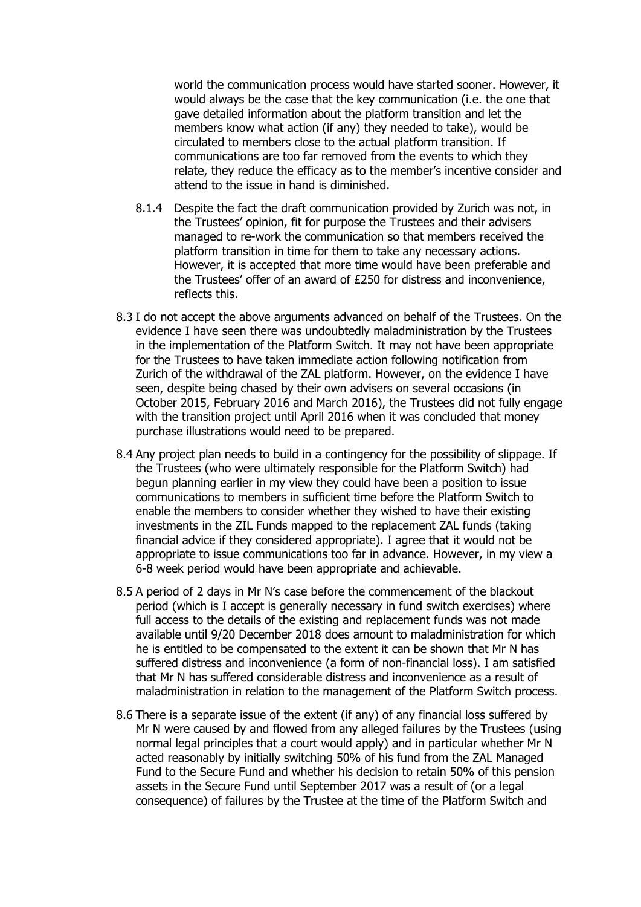world the communication process would have started sooner. However, it would always be the case that the key communication (i.e. the one that gave detailed information about the platform transition and let the members know what action (if any) they needed to take), would be circulated to members close to the actual platform transition. If communications are too far removed from the events to which they relate, they reduce the efficacy as to the member's incentive consider and attend to the issue in hand is diminished.

8.1.4 Despite the fact the draft communication provided by Zurich was not, in the Trustees' opinion, fit for purpose the Trustees and their advisers managed to re-work the communication so that members received the platform transition in time for them to take any necessary actions. However, it is accepted that more time would have been preferable and the Trustees' offer of an award of £250 for distress and inconvenience, reflects this.

8.3 I do not accept the above arguments advanced on behalf of the Trustees. On the evidence I have seen there was undoubtedly maladministration by the Trustees in the implementation of the Platform Switch. It may not have been appropriate for the Trustees to have taken immediate action following notification from Zurich of the withdrawal of the ZAL platform. However, on the evidence I have seen, despite being chased by their own advisers on several occasions (in October 2015, February 2016 and March 2016), the Trustees did not fully engage with the transition project until April 2016 when it was concluded that money purchase illustrations would need to be prepared.

8.4 Any project plan needs to build in a contingency for the possibility of slippage. If the Trustees (who were ultimately responsible for the Platform Switch) had begun planning earlier in my view they could have been a position to issue communications to members in sufficient time before the Platform Switch to enable the members to consider whether they wished to have their existing investments in the ZIL Funds mapped to the replacement ZAL funds (taking financial advice if they considered appropriate). I agree that it would not be appropriate to issue communications too far in advance. However, in my view a 6-8 week period would have been appropriate and achievable.

8.5 A period of 2 days in Mr N's case before the commencement of the blackout period (which is I accept is generally necessary in fund switch exercises) where full access to the details of the existing and replacement funds was not made available until 9/20 December 2018 does amount to maladministration for which he is entitled to be compensated to the extent it can be shown that Mr N has suffered distress and inconvenience (a form of non-financial loss). I am satisfied that Mr N has suffered considerable distress and inconvenience as a result of maladministration in relation to the management of the Platform Switch process.

8.6 There is a separate issue of the extent (if any) of any financial loss suffered by Mr N were caused by and flowed from any alleged failures by the Trustees (using normal legal principles that a court would apply) and in particular whether Mr N acted reasonably by initially switching 50% of his fund from the ZAL Managed Fund to the Secure Fund and whether his decision to retain 50% of this pension assets in the Secure Fund until September 2017 was a result of (or a legal consequence) of failures by the Trustee at the time of the Platform Switch and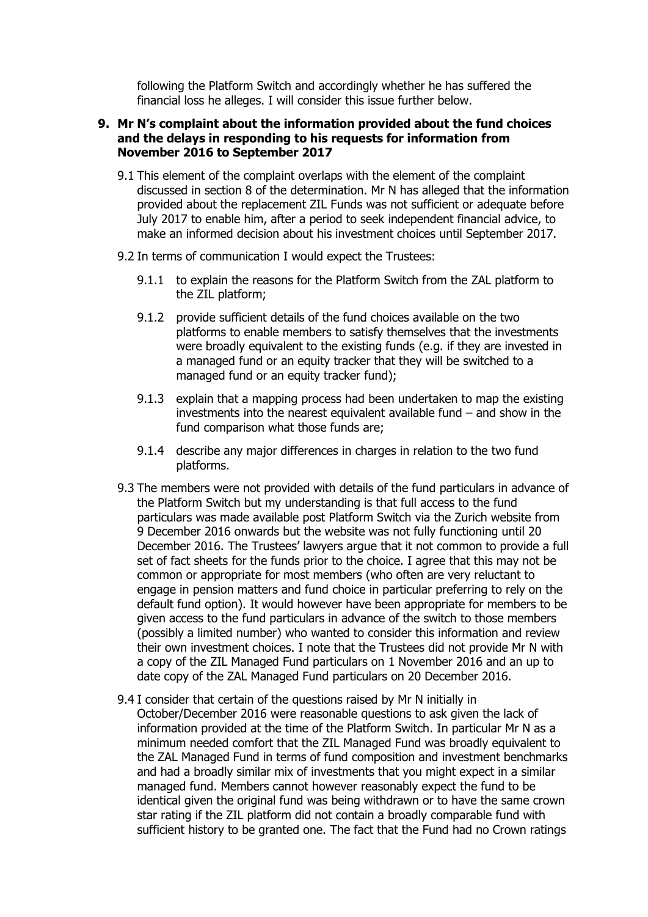following the Platform Switch and accordingly whether he has suffered the financial loss he alleges. I will consider this issue further below.

## 9. Mr N's complaint about the information provided about the fund choices and the delays in responding to his requests for information from November 2016 to September 2017

9.1 This element of the complaint overlaps with the element of the complaint discussed in section 8 of the determination. Mr N has alleged that the information provided about the replacement ZIL Funds was not sufficient or adequate before July 2017 to enable him, after a period to seek independent financial advice, to make an informed decision about his investment choices until September 2017.

9.2 In terms of communication I would expect the Trustees:

9.1.1 to explain the reasons for the Platform Switch from the ZAL platform to the ZIL platform;

9.1.2 provide sufficient details of the fund choices available on the two platforms to enable members to satisfy themselves that the investments were broadly equivalent to the existing funds (e.g. if they are invested in a managed fund or an equity tracker that they will be switched to a managed fund or an equity tracker fund);

9.1.3 explain that a mapping process had been undertaken to map the existing investments into the nearest equivalent available fund – and show in the fund comparison what those funds are;

9.1.4 describe any major differences in charges in relation to the two fund platforms.

9.3 The members were not provided with details of the fund particulars in advance of the Platform Switch but my understanding is that full access to the fund particulars was made available post Platform Switch via the Zurich website from 9 December 2016 onwards but the website was not fully functioning until 20 December 2016. The Trustees' lawyers argue that it not common to provide a full set of fact sheets for the funds prior to the choice. I agree that this may not be common or appropriate for most members (who often are very reluctant to engage in pension matters and fund choice in particular preferring to rely on the default fund option). It would however have been appropriate for members to be given access to the fund particulars in advance of the switch to those members (possibly a limited number) who wanted to consider this information and review their own investment choices. I note that the Trustees did not provide Mr N with a copy of the ZIL Managed Fund particulars on 1 November 2016 and an up to date copy of the ZAL Managed Fund particulars on 20 December 2016.

9.4 I consider that certain of the questions raised by Mr N initially in October/December 2016 were reasonable questions to ask given the lack of information provided at the time of the Platform Switch. In particular Mr N as a minimum needed comfort that the ZIL Managed Fund was broadly equivalent to the ZAL Managed Fund in terms of fund composition and investment benchmarks and had a broadly similar mix of investments that you might expect in a similar managed fund. Members cannot however reasonably expect the fund to be identical given the original fund was being withdrawn or to have the same crown star rating if the ZIL platform did not contain a broadly comparable fund with sufficient history to be granted one. The fact that the Fund had no Crown ratings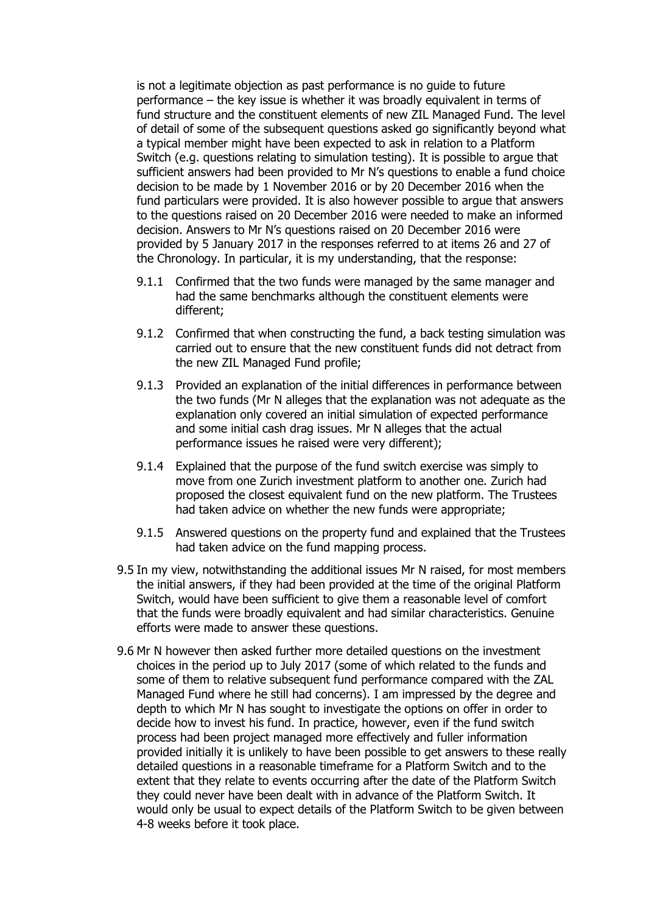is not a legitimate objection as past performance is no guide to future performance – the key issue is whether it was broadly equivalent in terms of fund structure and the constituent elements of new ZIL Managed Fund. The level of detail of some of the subsequent questions asked go significantly beyond what a typical member might have been expected to ask in relation to a Platform Switch (e.g. questions relating to simulation testing). It is possible to argue that sufficient answers had been provided to Mr N's questions to enable a fund choice decision to be made by 1 November 2016 or by 20 December 2016 when the fund particulars were provided. It is also however possible to argue that answers to the questions raised on 20 December 2016 were needed to make an informed decision. Answers to Mr N's questions raised on 20 December 2016 were provided by 5 January 2017 in the responses referred to at items 26 and 27 of the Chronology. In particular, it is my understanding, that the response:

- 9.1.1 Confirmed that the two funds were managed by the same manager and had the same benchmarks although the constituent elements were different;
- 9.1.2 Confirmed that when constructing the fund, a back testing simulation was carried out to ensure that the new constituent funds did not detract from the new ZIL Managed Fund profile;
- 9.1.3 Provided an explanation of the initial differences in performance between the two funds (Mr N alleges that the explanation was not adequate as the explanation only covered an initial simulation of expected performance and some initial cash drag issues. Mr N alleges that the actual performance issues he raised were very different);
- 9.1.4 Explained that the purpose of the fund switch exercise was simply to move from one Zurich investment platform to another one. Zurich had proposed the closest equivalent fund on the new platform. The Trustees had taken advice on whether the new funds were appropriate;
- 9.1.5 Answered questions on the property fund and explained that the Trustees had taken advice on the fund mapping process.

9.5 In my view, notwithstanding the additional issues Mr N raised, for most members the initial answers, if they had been provided at the time of the original Platform Switch, would have been sufficient to give them a reasonable level of comfort that the funds were broadly equivalent and had similar characteristics. Genuine efforts were made to answer these questions.

9.6 Mr N however then asked further more detailed questions on the investment choices in the period up to July 2017 (some of which related to the funds and some of them to relative subsequent fund performance compared with the ZAL Managed Fund where he still had concerns). I am impressed by the degree and depth to which Mr N has sought to investigate the options on offer in order to decide how to invest his fund. In practice, however, even if the fund switch process had been project managed more effectively and fuller information provided initially it is unlikely to have been possible to get answers to these really detailed questions in a reasonable timeframe for a Platform Switch and to the extent that they relate to events occurring after the date of the Platform Switch they could never have been dealt with in advance of the Platform Switch. It would only be usual to expect details of the Platform Switch to be given between 4-8 weeks before it took place.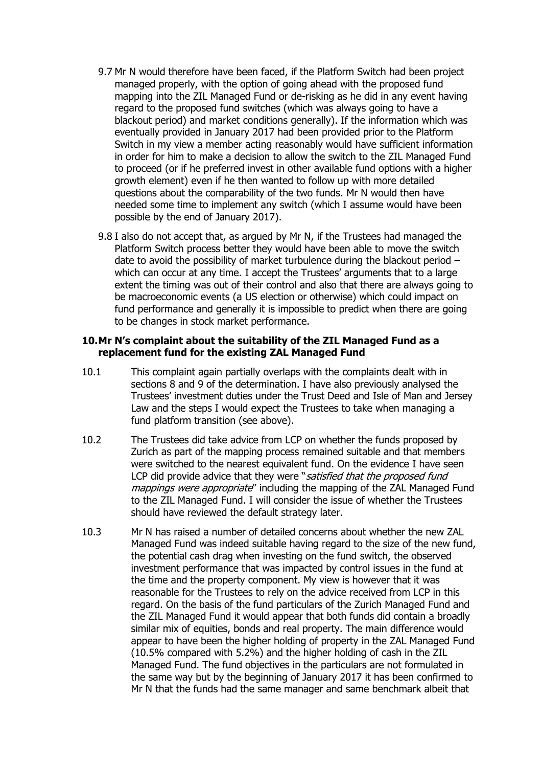9.7 Mr N would therefore have been faced, if the Platform Switch had been project managed properly, with the option of going ahead with the proposed fund mapping into the ZIL Managed Fund or de-risking as he did in any event having regard to the proposed fund switches (which was always going to have a blackout period) and market conditions generally). If the information which was eventually provided in January 2017 had been provided prior to the Platform Switch in my view a member acting reasonably would have sufficient information in order for him to make a decision to allow the switch to the ZIL Managed Fund to proceed (or if he preferred invest in other available fund options with a higher growth element) even if he then wanted to follow up with more detailed questions about the comparability of the two funds. Mr N would then have needed some time to implement any switch (which I assume would have been possible by the end of January 2017).

9.8 I also do not accept that, as argued by Mr N, if the Trustees had managed the Platform Switch process better they would have been able to move the switch date to avoid the possibility of market turbulence during the blackout period – which can occur at any time. I accept the Trustees' arguments that to a large extent the timing was out of their control and also that there are always going to be macroeconomic events (a US election or otherwise) which could impact on fund performance and generally it is impossible to predict when there are going to be changes in stock market performance.

## 10. Mr N's complaint about the suitability of the ZIL Managed Fund as a replacement fund for the existing ZAL Managed Fund

10.1 This complaint again partially overlaps with the complaints dealt with in sections 8 and 9 of the determination. I have also previously analysed the Trustees' investment duties under the Trust Deed and Isle of Man and Jersey Law and the steps I would expect the Trustees to take when managing a fund platform transition (see above).

10.2 The Trustees did take advice from LCP on whether the funds proposed by Zurich as part of the mapping process remained suitable and that members were switched to the nearest equivalent fund. On the evidence I have seen LCP did provide advice that they were "*satisfied that the proposed fund mappings were appropriate*" including the mapping of the ZAL Managed Fund to the ZIL Managed Fund. I will consider the issue of whether the Trustees should have reviewed the default strategy later.

10.3 Mr N has raised a number of detailed concerns about whether the new ZAL Managed Fund was indeed suitable having regard to the size of the new fund, the potential cash drag when investing on the fund switch, the observed investment performance that was impacted by control issues in the fund at the time and the property component. My view is however that it was reasonable for the Trustees to rely on the advice received from LCP in this regard. On the basis of the fund particulars of the Zurich Managed Fund and the ZIL Managed Fund it would appear that both funds did contain a broadly similar mix of equities, bonds and real property. The main difference would appear to have been the higher holding of property in the ZAL Managed Fund (10.5% compared with 5.2%) and the higher holding of cash in the ZIL Managed Fund. The fund objectives in the particulars are not formulated in the same way but by the beginning of January 2017 it has been confirmed to Mr N that the funds had the same manager and same benchmark albeit that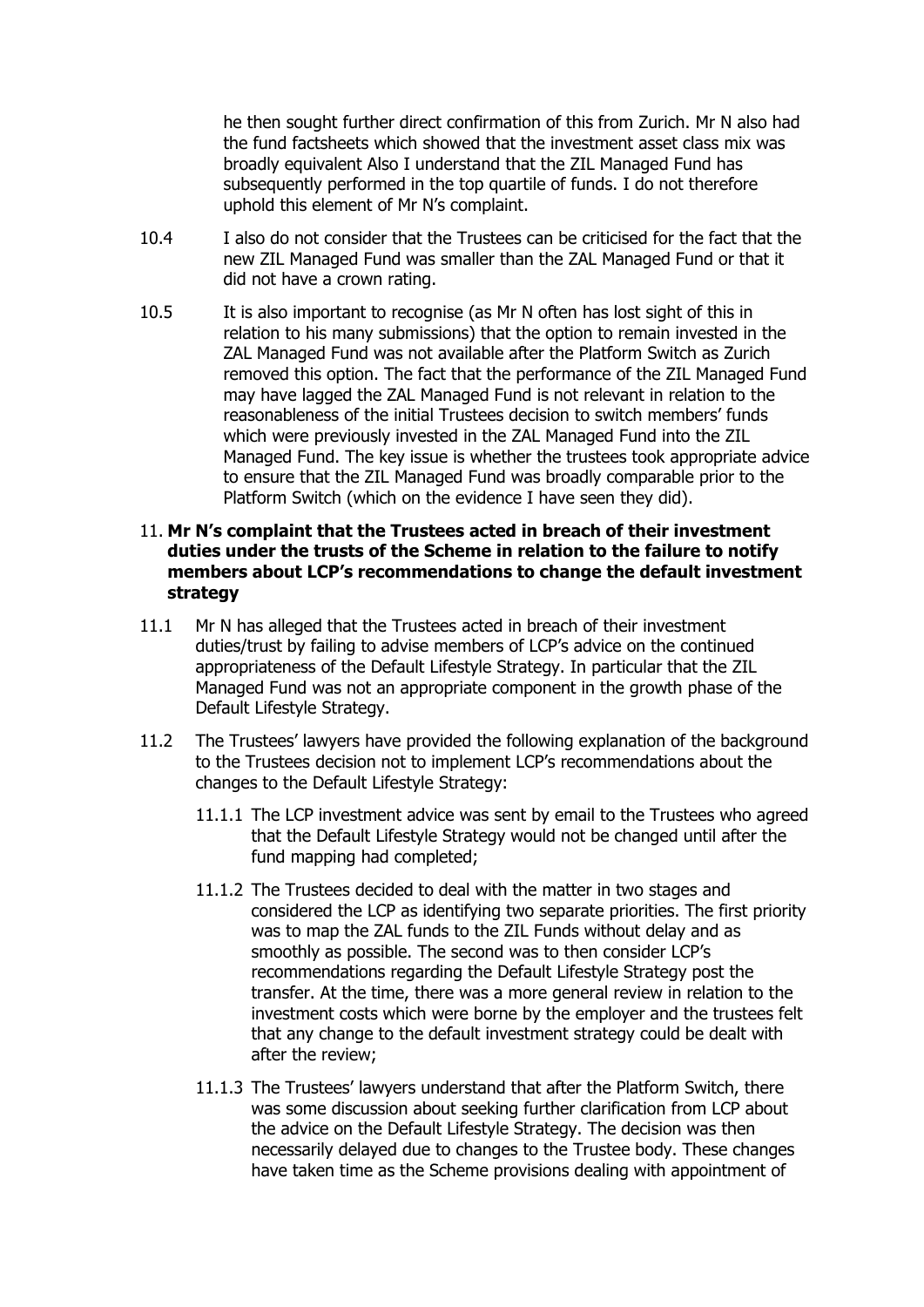he then sought further direct confirmation of this from Zurich. Mr N also had the fund factsheets which showed that the investment asset class mix was broadly equivalent Also I understand that the ZIL Managed Fund has subsequently performed in the top quartile of funds. I do not therefore uphold this element of Mr N's complaint.

10.4 I also do not consider that the Trustees can be criticised for the fact that the new ZIL Managed Fund was smaller than the ZAL Managed Fund or that it did not have a crown rating.

10.5 It is also important to recognise (as Mr N often has lost sight of this in relation to his many submissions) that the option to remain invested in the ZAL Managed Fund was not available after the Platform Switch as Zurich removed this option. The fact that the performance of the ZIL Managed Fund may have lagged the ZAL Managed Fund is not relevant in relation to the reasonableness of the initial Trustees decision to switch members' funds which were previously invested in the ZAL Managed Fund into the ZIL Managed Fund. The key issue is whether the trustees took appropriate advice to ensure that the ZIL Managed Fund was broadly comparable prior to the Platform Switch (which on the evidence I have seen they did).

## 11. Mr N's complaint that the Trustees acted in breach of their investment duties under the trusts of the Scheme in relation to the failure to notify members about LCP's recommendations to change the default investment strategy

11.1 Mr N has alleged that the Trustees acted in breach of their investment duties/trust by failing to advise members of LCP's advice on the continued appropriateness of the Default Lifestyle Strategy. In particular that the ZIL Managed Fund was not an appropriate component in the growth phase of the Default Lifestyle Strategy.

11.2 The Trustees' lawyers have provided the following explanation of the background to the Trustees decision not to implement LCP's recommendations about the changes to the Default Lifestyle Strategy:

11.1.1 The LCP investment advice was sent by email to the Trustees who agreed that the Default Lifestyle Strategy would not be changed until after the fund mapping had completed;

11.1.2 The Trustees decided to deal with the matter in two stages and considered the LCP as identifying two separate priorities. The first priority was to map the ZAL funds to the ZIL Funds without delay and as smoothly as possible. The second was to then consider LCP's recommendations regarding the Default Lifestyle Strategy post the transfer. At the time, there was a more general review in relation to the investment costs which were borne by the employer and the trustees felt that any change to the default investment strategy could be dealt with after the review;

11.1.3 The Trustees' lawyers understand that after the Platform Switch, there was some discussion about seeking further clarification from LCP about the advice on the Default Lifestyle Strategy. The decision was then necessarily delayed due to changes to the Trustee body. These changes have taken time as the Scheme provisions dealing with appointment of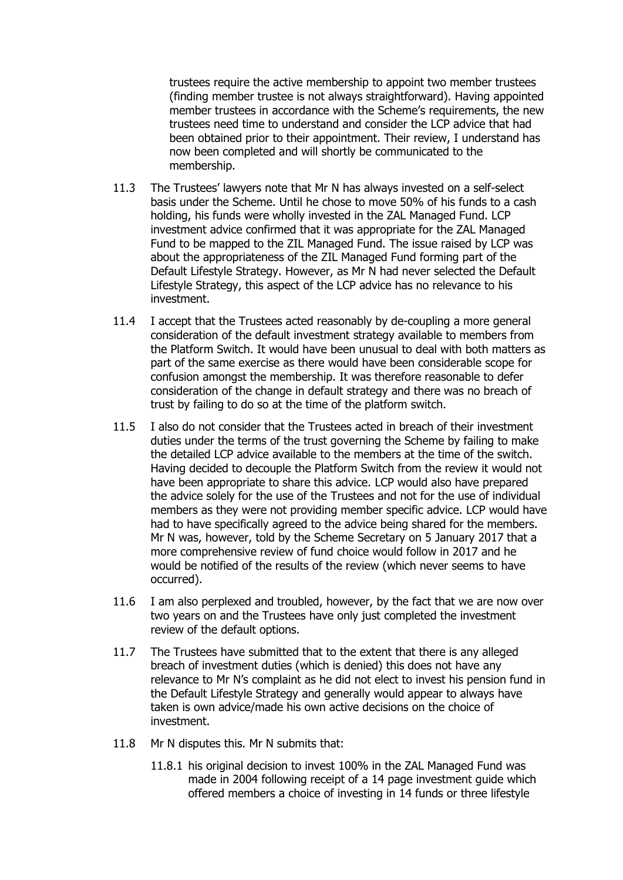trustees require the active membership to appoint two member trustees (finding member trustee is not always straightforward). Having appointed member trustees in accordance with the Scheme's requirements, the new trustees need time to understand and consider the LCP advice that had been obtained prior to their appointment. Their review, I understand has now been completed and will shortly be communicated to the membership.

11.3 The Trustees' lawyers note that Mr N has always invested on a self-select basis under the Scheme. Until he chose to move 50% of his funds to a cash holding, his funds were wholly invested in the ZAL Managed Fund. LCP investment advice confirmed that it was appropriate for the ZAL Managed Fund to be mapped to the ZIL Managed Fund. The issue raised by LCP was about the appropriateness of the ZIL Managed Fund forming part of the Default Lifestyle Strategy. However, as Mr N had never selected the Default Lifestyle Strategy, this aspect of the LCP advice has no relevance to his investment.

11.4 I accept that the Trustees acted reasonably by de-coupling a more general consideration of the default investment strategy available to members from the Platform Switch. It would have been unusual to deal with both matters as part of the same exercise as there would have been considerable scope for confusion amongst the membership. It was therefore reasonable to defer consideration of the change in default strategy and there was no breach of trust by failing to do so at the time of the platform switch.

11.5 I also do not consider that the Trustees acted in breach of their investment duties under the terms of the trust governing the Scheme by failing to make the detailed LCP advice available to the members at the time of the switch. Having decided to decouple the Platform Switch from the review it would not have been appropriate to share this advice. LCP would also have prepared the advice solely for the use of the Trustees and not for the use of individual members as they were not providing member specific advice. LCP would have had to have specifically agreed to the advice being shared for the members. Mr N was, however, told by the Scheme Secretary on 5 January 2017 that a more comprehensive review of fund choice would follow in 2017 and he would be notified of the results of the review (which never seems to have occurred).

11.6 I am also perplexed and troubled, however, by the fact that we are now over two years on and the Trustees have only just completed the investment review of the default options.

11.7 The Trustees have submitted that to the extent that there is any alleged breach of investment duties (which is denied) this does not have any relevance to Mr N's complaint as he did not elect to invest his pension fund in the Default Lifestyle Strategy and generally would appear to always have taken is own advice/made his own active decisions on the choice of investment.

11.8 Mr N disputes this. Mr N submits that:

11.8.1 his original decision to invest 100% in the ZAL Managed Fund was made in 2004 following receipt of a 14 page investment guide which offered members a choice of investing in 14 funds or three lifestyle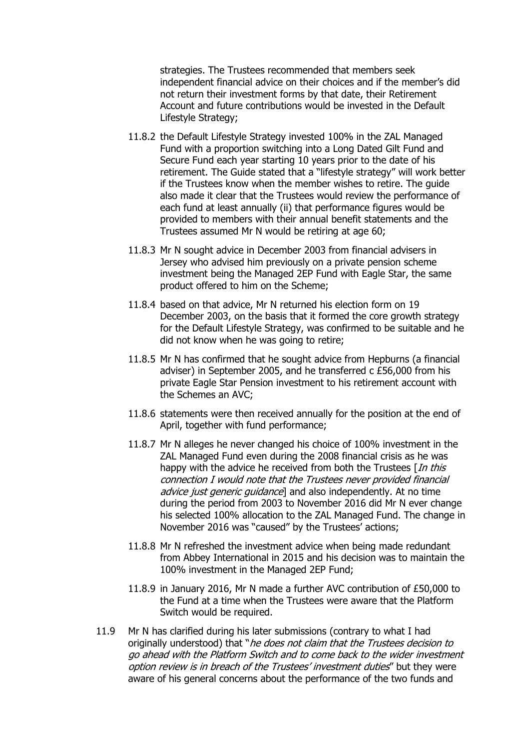strategies. The Trustees recommended that members seek independent financial advice on their choices and if the member's did not return their investment forms by that date, their Retirement Account and future contributions would be invested in the Default Lifestyle Strategy;

11.8.2 the Default Lifestyle Strategy invested 100% in the ZAL Managed Fund with a proportion switching into a Long Dated Gilt Fund and Secure Fund each year starting 10 years prior to the date of his retirement. The Guide stated that a "lifestyle strategy" will work better if the Trustees know when the member wishes to retire. The guide also made it clear that the Trustees would review the performance of each fund at least annually (ii) that performance figures would be provided to members with their annual benefit statements and the Trustees assumed Mr N would be retiring at age 60;

11.8.3 Mr N sought advice in December 2003 from financial advisers in Jersey who advised him previously on a private pension scheme investment being the Managed 2EP Fund with Eagle Star, the same product offered to him on the Scheme;

11.8.4 based on that advice, Mr N returned his election form on 19 December 2003, on the basis that it formed the core growth strategy for the Default Lifestyle Strategy, was confirmed to be suitable and he did not know when he was going to retire;

11.8.5 Mr N has confirmed that he sought advice from Hepburns (a financial adviser) in September 2005, and he transferred c £56,000 from his private Eagle Star Pension investment to his retirement account with the Schemes an AVC;

11.8.6 statements were then received annually for the position at the end of April, together with fund performance;

11.8.7 Mr N alleges he never changed his choice of 100% investment in the ZAL Managed Fund even during the 2008 financial crisis as he was happy with the advice he received from both the Trustees [*In this connection I would note that the Trustees never provided financial advice just generic guidance*] and also independently. At no time during the period from 2003 to November 2016 did Mr N ever change his selected 100% allocation to the ZAL Managed Fund. The change in November 2016 was "caused" by the Trustees' actions;

11.8.8 Mr N refreshed the investment advice when being made redundant from Abbey International in 2015 and his decision was to maintain the 100% investment in the Managed 2EP Fund;

11.8.9 in January 2016, Mr N made a further AVC contribution of £50,000 to the Fund at a time when the Trustees were aware that the Platform Switch would be required.

11.9 Mr N has clarified during his later submissions (contrary to what I had originally understood) that "*he does not claim that the Trustees decision to go ahead with the Platform Switch and to come back to the wider investment option review is in breach of the Trustees' investment duties*" but they were aware of his general concerns about the performance of the two funds and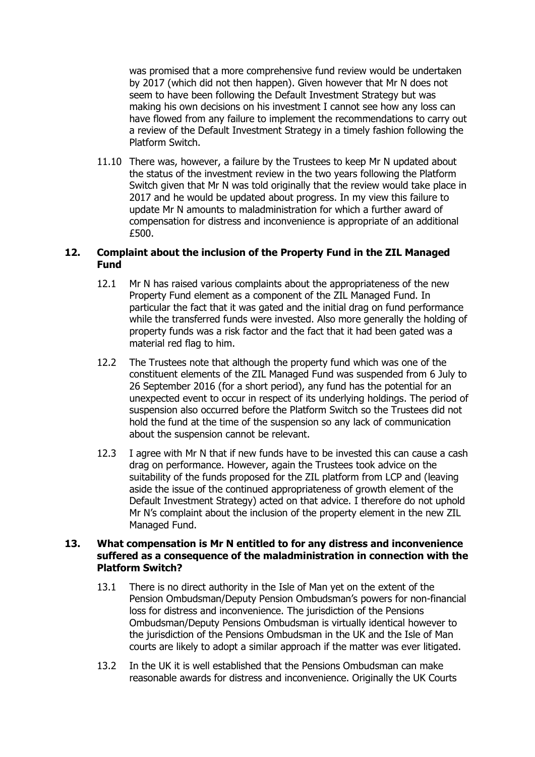was promised that a more comprehensive fund review would be undertaken by 2017 (which did not then happen). Given however that Mr N does not seem to have been following the Default Investment Strategy but was making his own decisions on his investment I cannot see how any loss can have flowed from any failure to implement the recommendations to carry out a review of the Default Investment Strategy in a timely fashion following the Platform Switch.

11.10 There was, however, a failure by the Trustees to keep Mr N updated about the status of the investment review in the two years following the Platform Switch given that Mr N was told originally that the review would take place in 2017 and he would be updated about progress. In my view this failure to update Mr N amounts to maladministration for which a further award of compensation for distress and inconvenience is appropriate of an additional £500.

## 12. Complaint about the inclusion of the Property Fund in the ZIL Managed Fund

12.1 Mr N has raised various complaints about the appropriateness of the new Property Fund element as a component of the ZIL Managed Fund. In particular the fact that it was gated and the initial drag on fund performance while the transferred funds were invested. Also more generally the holding of property funds was a risk factor and the fact that it had been gated was a material red flag to him.

12.2 The Trustees note that although the property fund which was one of the constituent elements of the ZIL Managed Fund was suspended from 6 July to 26 September 2016 (for a short period), any fund has the potential for an unexpected event to occur in respect of its underlying holdings. The period of suspension also occurred before the Platform Switch so the Trustees did not hold the fund at the time of the suspension so any lack of communication about the suspension cannot be relevant.

12.3 I agree with Mr N that if new funds have to be invested this can cause a cash drag on performance. However, again the Trustees took advice on the suitability of the funds proposed for the ZIL platform from LCP and (leaving aside the issue of the continued appropriateness of growth element of the Default Investment Strategy) acted on that advice. I therefore do not uphold Mr N's complaint about the inclusion of the property element in the new ZIL Managed Fund.

## 13. What compensation is Mr N entitled to for any distress and inconvenience suffered as a consequence of the maladministration in connection with the Platform Switch?

13.1 There is no direct authority in the Isle of Man yet on the extent of the Pension Ombudsman/Deputy Pension Ombudsman's powers for non-financial loss for distress and inconvenience. The jurisdiction of the Pensions Ombudsman/Deputy Pensions Ombudsman is virtually identical however to the jurisdiction of the Pensions Ombudsman in the UK and the Isle of Man courts are likely to adopt a similar approach if the matter was ever litigated.

13.2 In the UK it is well established that the Pensions Ombudsman can make reasonable awards for distress and inconvenience. Originally the UK Courts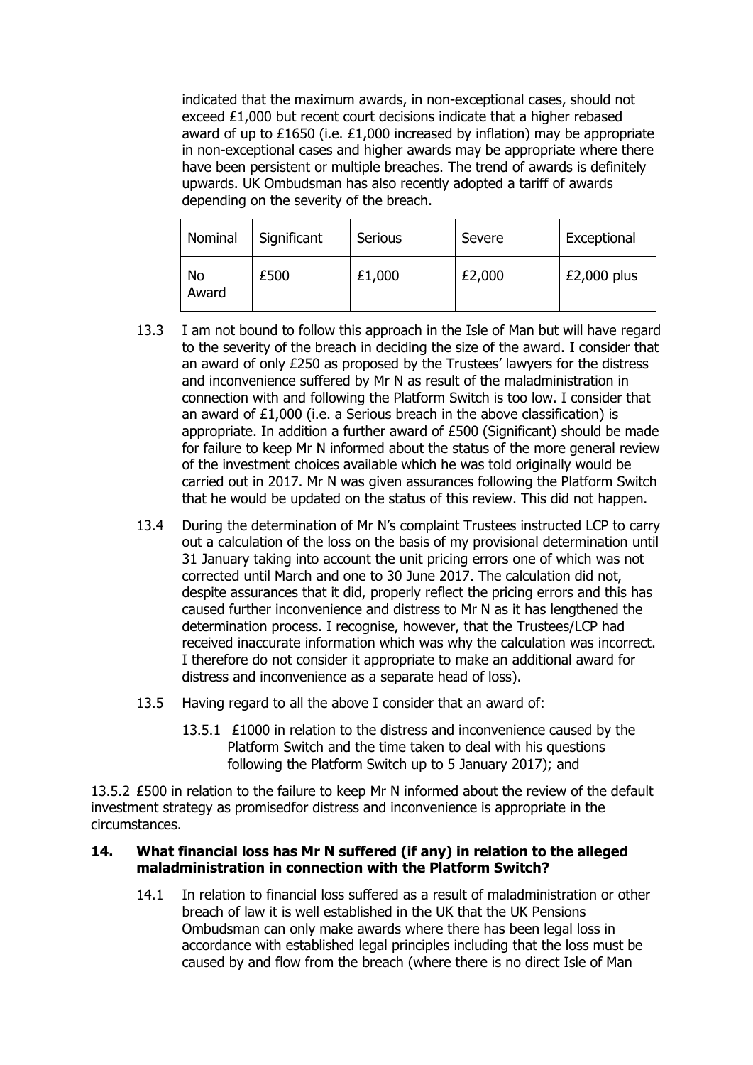indicated that the maximum awards, in non-exceptional cases, should not exceed £1,000 but recent court decisions indicate that a higher rebased award of up to £1650 (i.e. £1,000 increased by inflation) may be appropriate in non-exceptional cases and higher awards may be appropriate where there have been persistent or multiple breaches. The trend of awards is definitely upwards. UK Ombudsman has also recently adopted a tariff of awards depending on the severity of the breach.

| Nominal | Significant | Serious | Severe | Exceptional |
|---|---|---|---|---|
| No Award | £500 | £1,000 | £2,000 | £2,000 plus |

13.3 I am not bound to follow this approach in the Isle of Man but will have regard to the severity of the breach in deciding the size of the award. I consider that an award of only £250 as proposed by the Trustees' lawyers for the distress and inconvenience suffered by Mr N as result of the maladministration in connection with and following the Platform Switch is too low. I consider that an award of £1,000 (i.e. a Serious breach in the above classification) is appropriate. In addition a further award of £500 (Significant) should be made for failure to keep Mr N informed about the status of the more general review of the investment choices available which he was told originally would be carried out in 2017. Mr N was given assurances following the Platform Switch that he would be updated on the status of this review. This did not happen.

13.4 During the determination of Mr N's complaint Trustees instructed LCP to carry out a calculation of the loss on the basis of my provisional determination until 31 January taking into account the unit pricing errors one of which was not corrected until March and one to 30 June 2017. The calculation did not, despite assurances that it did, properly reflect the pricing errors and this has caused further inconvenience and distress to Mr N as it has lengthened the determination process. I recognise, however, that the Trustees/LCP had received inaccurate information which was why the calculation was incorrect. I therefore do not consider it appropriate to make an additional award for distress and inconvenience as a separate head of loss).

13.5 Having regard to all the above I consider that an award of:

13.5.1 £1000 in relation to the distress and inconvenience caused by the Platform Switch and the time taken to deal with his questions following the Platform Switch up to 5 January 2017); and

13.5.2 £500 in relation to the failure to keep Mr N informed about the review of the default investment strategy as promisedfor distress and inconvenience is appropriate in the circumstances.

## 14. What financial loss has Mr N suffered (if any) in relation to the alleged maladministration in connection with the Platform Switch?

14.1 In relation to financial loss suffered as a result of maladministration or other breach of law it is well established in the UK that the UK Pensions Ombudsman can only make awards where there has been legal loss in accordance with established legal principles including that the loss must be caused by and flow from the breach (where there is no direct Isle of Man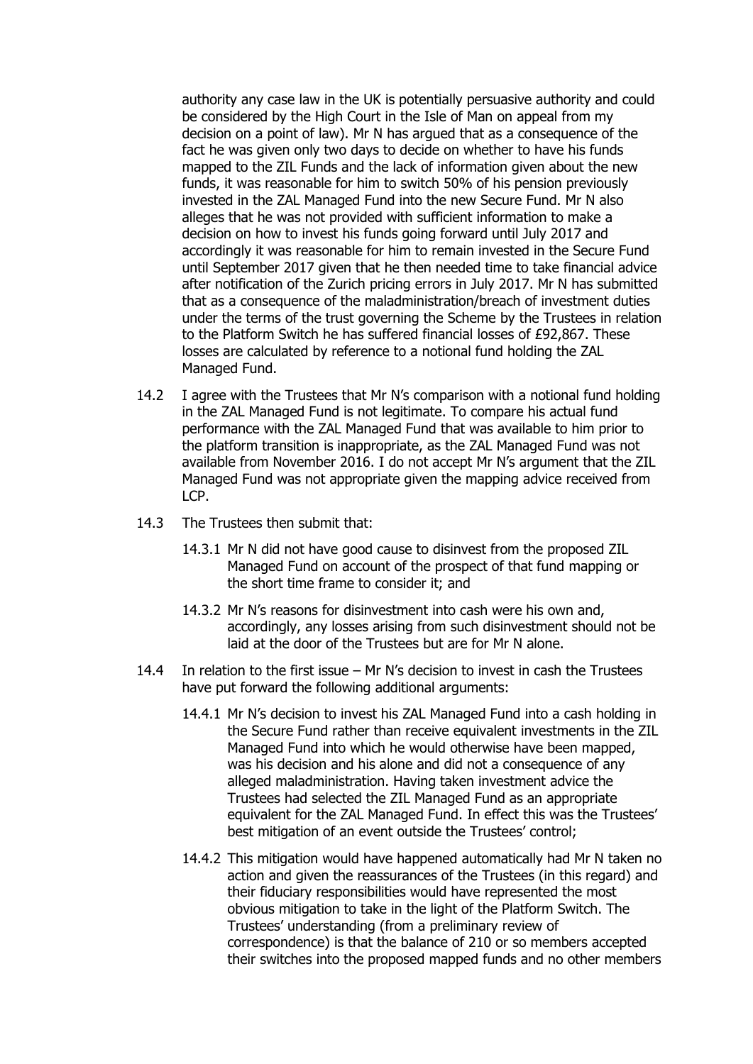authority any case law in the UK is potentially persuasive authority and could be considered by the High Court in the Isle of Man on appeal from my decision on a point of law). Mr N has argued that as a consequence of the fact he was given only two days to decide on whether to have his funds mapped to the ZIL Funds and the lack of information given about the new funds, it was reasonable for him to switch 50% of his pension previously invested in the ZAL Managed Fund into the new Secure Fund. Mr N also alleges that he was not provided with sufficient information to make a decision on how to invest his funds going forward until July 2017 and accordingly it was reasonable for him to remain invested in the Secure Fund until September 2017 given that he then needed time to take financial advice after notification of the Zurich pricing errors in July 2017. Mr N has submitted that as a consequence of the maladministration/breach of investment duties under the terms of the trust governing the Scheme by the Trustees in relation to the Platform Switch he has suffered financial losses of £92,867. These losses are calculated by reference to a notional fund holding the ZAL Managed Fund.

14.2 I agree with the Trustees that Mr N's comparison with a notional fund holding in the ZAL Managed Fund is not legitimate. To compare his actual fund performance with the ZAL Managed Fund that was available to him prior to the platform transition is inappropriate, as the ZAL Managed Fund was not available from November 2016. I do not accept Mr N's argument that the ZIL Managed Fund was not appropriate given the mapping advice received from LCP.

14.3 The Trustees then submit that:

14.3.1 Mr N did not have good cause to disinvest from the proposed ZIL Managed Fund on account of the prospect of that fund mapping or the short time frame to consider it; and

14.3.2 Mr N's reasons for disinvestment into cash were his own and, accordingly, any losses arising from such disinvestment should not be laid at the door of the Trustees but are for Mr N alone.

14.4 In relation to the first issue – Mr N's decision to invest in cash the Trustees have put forward the following additional arguments:

14.4.1 Mr N's decision to invest his ZAL Managed Fund into a cash holding in the Secure Fund rather than receive equivalent investments in the ZIL Managed Fund into which he would otherwise have been mapped, was his decision and his alone and did not a consequence of any alleged maladministration. Having taken investment advice the Trustees had selected the ZIL Managed Fund as an appropriate equivalent for the ZAL Managed Fund. In effect this was the Trustees' best mitigation of an event outside the Trustees' control;

14.4.2 This mitigation would have happened automatically had Mr N taken no action and given the reassurances of the Trustees (in this regard) and their fiduciary responsibilities would have represented the most obvious mitigation to take in the light of the Platform Switch. The Trustees' understanding (from a preliminary review of correspondence) is that the balance of 210 or so members accepted their switches into the proposed mapped funds and no other members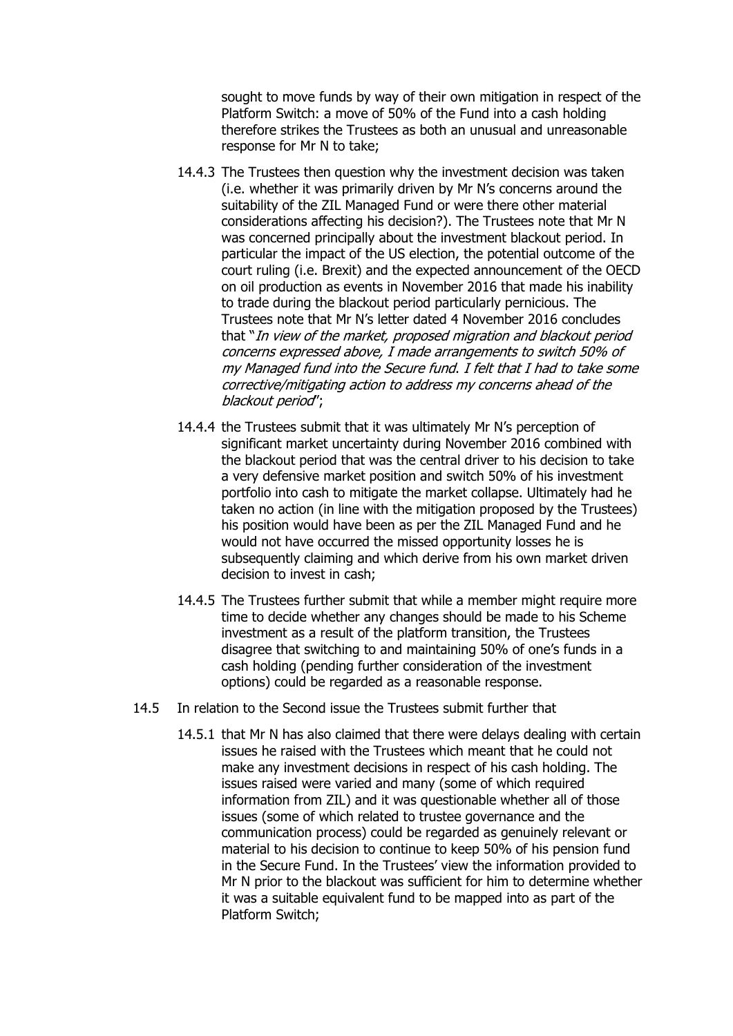sought to move funds by way of their own mitigation in respect of the Platform Switch: a move of 50% of the Fund into a cash holding therefore strikes the Trustees as both an unusual and unreasonable response for Mr N to take;

14.4.3 The Trustees then question why the investment decision was taken (i.e. whether it was primarily driven by Mr N's concerns around the suitability of the ZIL Managed Fund or were there other material considerations affecting his decision?). The Trustees note that Mr N was concerned principally about the investment blackout period. In particular the impact of the US election, the potential outcome of the court ruling (i.e. Brexit) and the expected announcement of the OECD on oil production as events in November 2016 that made his inability to trade during the blackout period particularly pernicious. The Trustees note that Mr N's letter dated 4 November 2016 concludes that "*In view of the market, proposed migration and blackout period concerns expressed above, I made arrangements to switch 50% of my Managed fund into the Secure fund. I felt that I had to take some corrective/mitigating action to address my concerns ahead of the blackout period*";

14.4.4 the Trustees submit that it was ultimately Mr N's perception of significant market uncertainty during November 2016 combined with the blackout period that was the central driver to his decision to take a very defensive market position and switch 50% of his investment portfolio into cash to mitigate the market collapse. Ultimately had he taken no action (in line with the mitigation proposed by the Trustees) his position would have been as per the ZIL Managed Fund and he would not have occurred the missed opportunity losses he is subsequently claiming and which derive from his own market driven decision to invest in cash;

14.4.5 The Trustees further submit that while a member might require more time to decide whether any changes should be made to his Scheme investment as a result of the platform transition, the Trustees disagree that switching to and maintaining 50% of one's funds in a cash holding (pending further consideration of the investment options) could be regarded as a reasonable response.

14.5 In relation to the Second issue the Trustees submit further that

14.5.1 that Mr N has also claimed that there were delays dealing with certain issues he raised with the Trustees which meant that he could not make any investment decisions in respect of his cash holding. The issues raised were varied and many (some of which required information from ZIL) and it was questionable whether all of those issues (some of which related to trustee governance and the communication process) could be regarded as genuinely relevant or material to his decision to continue to keep 50% of his pension fund in the Secure Fund. In the Trustees' view the information provided to Mr N prior to the blackout was sufficient for him to determine whether it was a suitable equivalent fund to be mapped into as part of the Platform Switch;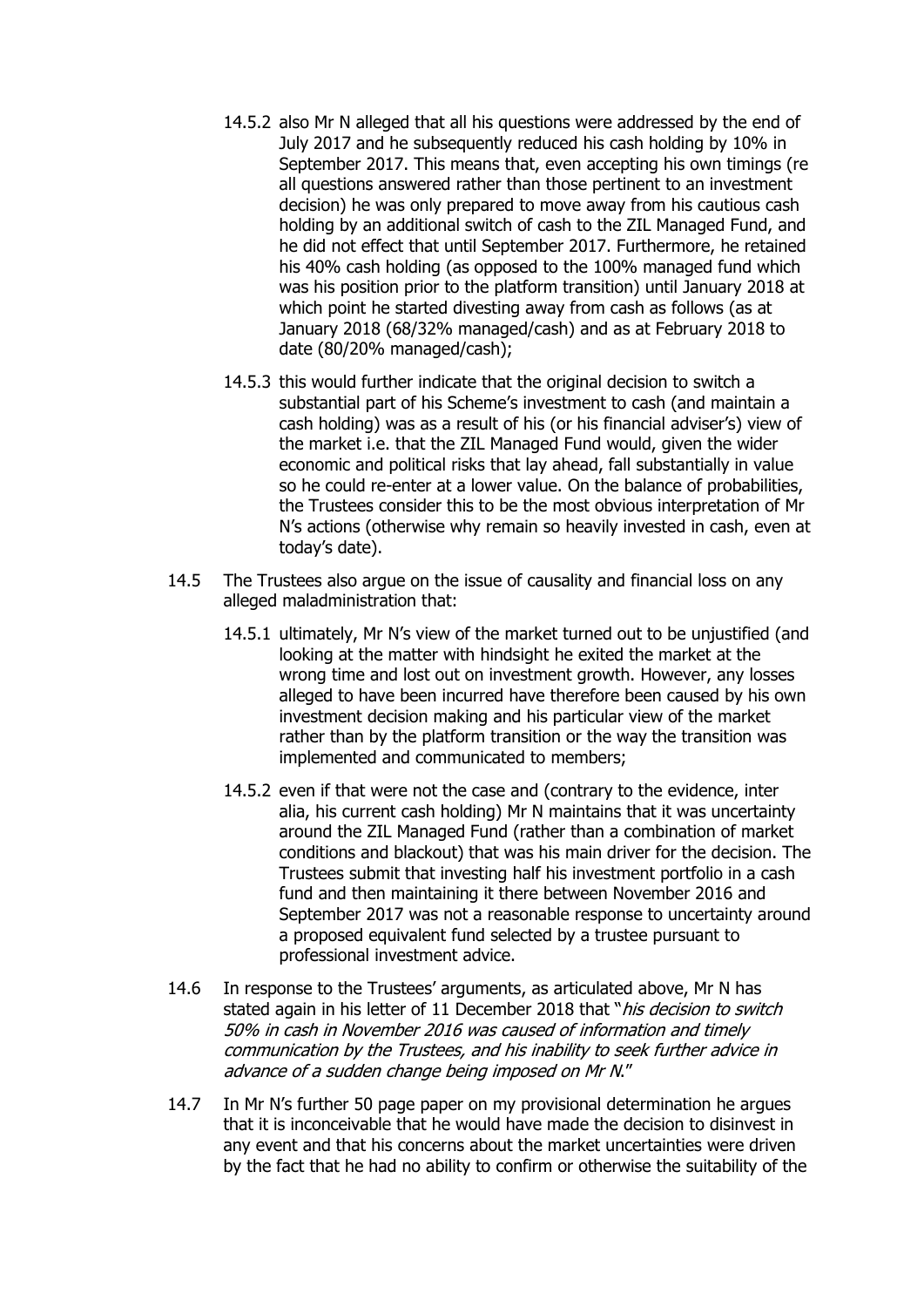14.5.2 also Mr N alleged that all his questions were addressed by the end of July 2017 and he subsequently reduced his cash holding by 10% in September 2017. This means that, even accepting his own timings (re all questions answered rather than those pertinent to an investment decision) he was only prepared to move away from his cautious cash holding by an additional switch of cash to the ZIL Managed Fund, and he did not effect that until September 2017. Furthermore, he retained his 40% cash holding (as opposed to the 100% managed fund which was his position prior to the platform transition) until January 2018 at which point he started divesting away from cash as follows (as at January 2018 (68/32% managed/cash) and as at February 2018 to date (80/20% managed/cash);

14.5.3 this would further indicate that the original decision to switch a substantial part of his Scheme's investment to cash (and maintain a cash holding) was as a result of his (or his financial adviser's) view of the market i.e. that the ZIL Managed Fund would, given the wider economic and political risks that lay ahead, fall substantially in value so he could re-enter at a lower value. On the balance of probabilities, the Trustees consider this to be the most obvious interpretation of Mr N's actions (otherwise why remain so heavily invested in cash, even at today's date).

14.5 The Trustees also argue on the issue of causality and financial loss on any alleged maladministration that:

14.5.1 ultimately, Mr N's view of the market turned out to be unjustified (and looking at the matter with hindsight he exited the market at the wrong time and lost out on investment growth. However, any losses alleged to have been incurred have therefore been caused by his own investment decision making and his particular view of the market rather than by the platform transition or the way the transition was implemented and communicated to members;

14.5.2 even if that were not the case and (contrary to the evidence, inter alia, his current cash holding) Mr N maintains that it was uncertainty around the ZIL Managed Fund (rather than a combination of market conditions and blackout) that was his main driver for the decision. The Trustees submit that investing half his investment portfolio in a cash fund and then maintaining it there between November 2016 and September 2017 was not a reasonable response to uncertainty around a proposed equivalent fund selected by a trustee pursuant to professional investment advice.

14.6 In response to the Trustees' arguments, as articulated above, Mr N has stated again in his letter of 11 December 2018 that "*his decision to switch 50% in cash in November 2016 was caused of information and timely communication by the Trustees, and his inability to seek further advice in advance of a sudden change being imposed on Mr N.*"

14.7 In Mr N's further 50 page paper on my provisional determination he argues that it is inconceivable that he would have made the decision to disinvest in any event and that his concerns about the market uncertainties were driven by the fact that he had no ability to confirm or otherwise the suitability of the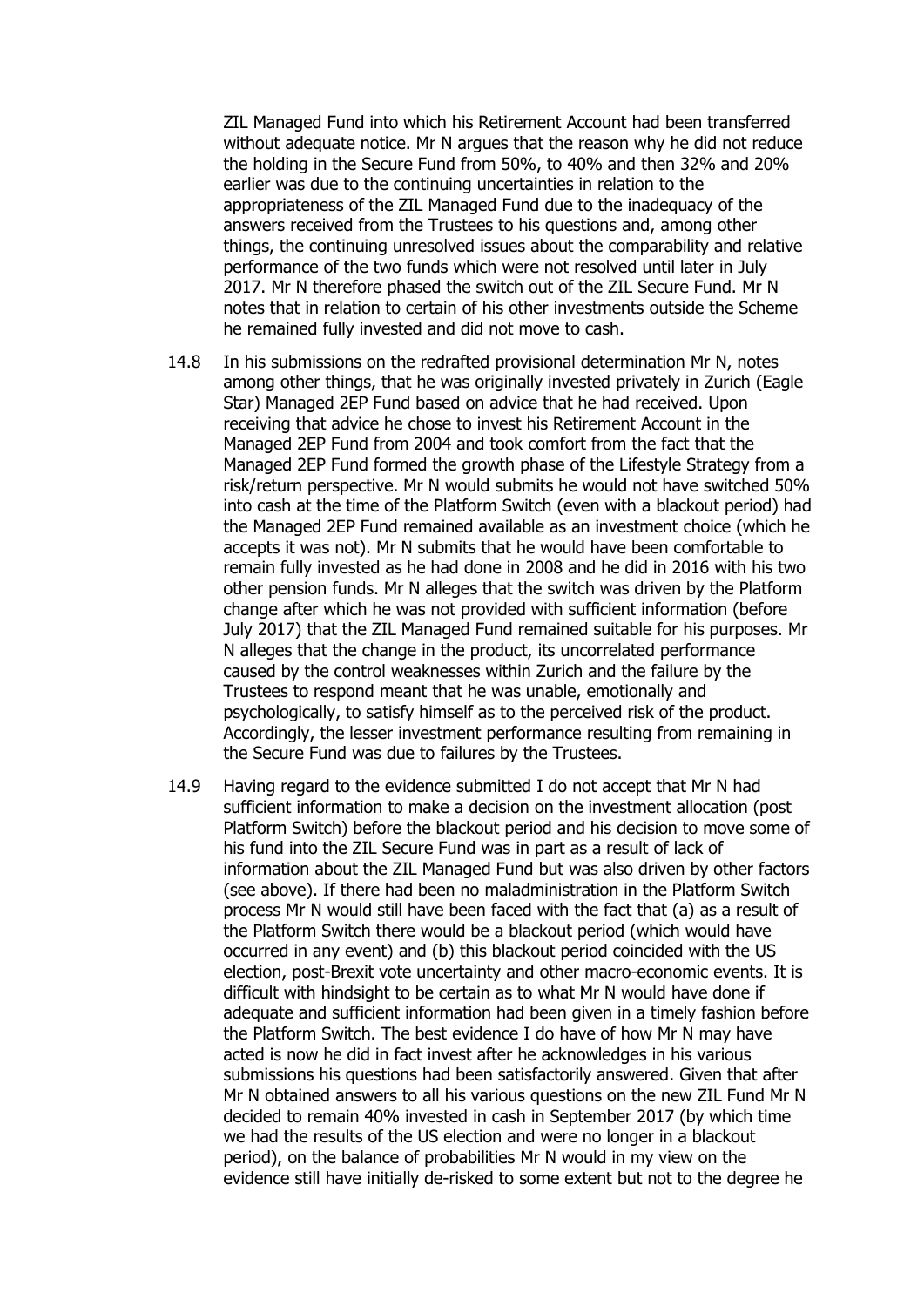ZIL Managed Fund into which his Retirement Account had been transferred without adequate notice. Mr N argues that the reason why he did not reduce the holding in the Secure Fund from 50%, to 40% and then 32% and 20% earlier was due to the continuing uncertainties in relation to the appropriateness of the ZIL Managed Fund due to the inadequacy of the answers received from the Trustees to his questions and, among other things, the continuing unresolved issues about the comparability and relative performance of the two funds which were not resolved until later in July 2017. Mr N therefore phased the switch out of the ZIL Secure Fund. Mr N notes that in relation to certain of his other investments outside the Scheme he remained fully invested and did not move to cash.

14.8 In his submissions on the redrafted provisional determination Mr N, notes among other things, that he was originally invested privately in Zurich (Eagle Star) Managed 2EP Fund based on advice that he had received. Upon receiving that advice he chose to invest his Retirement Account in the Managed 2EP Fund from 2004 and took comfort from the fact that the Managed 2EP Fund formed the growth phase of the Lifestyle Strategy from a risk/return perspective. Mr N would submits he would not have switched 50% into cash at the time of the Platform Switch (even with a blackout period) had the Managed 2EP Fund remained available as an investment choice (which he accepts it was not). Mr N submits that he would have been comfortable to remain fully invested as he had done in 2008 and he did in 2016 with his two other pension funds. Mr N alleges that the switch was driven by the Platform change after which he was not provided with sufficient information (before July 2017) that the ZIL Managed Fund remained suitable for his purposes. Mr N alleges that the change in the product, its uncorrelated performance caused by the control weaknesses within Zurich and the failure by the Trustees to respond meant that he was unable, emotionally and psychologically, to satisfy himself as to the perceived risk of the product. Accordingly, the lesser investment performance resulting from remaining in the Secure Fund was due to failures by the Trustees.

14.9 Having regard to the evidence submitted I do not accept that Mr N had sufficient information to make a decision on the investment allocation (post Platform Switch) before the blackout period and his decision to move some of his fund into the ZIL Secure Fund was in part as a result of lack of information about the ZIL Managed Fund but was also driven by other factors (see above). If there had been no maladministration in the Platform Switch process Mr N would still have been faced with the fact that (a) as a result of the Platform Switch there would be a blackout period (which would have occurred in any event) and (b) this blackout period coincided with the US election, post-Brexit vote uncertainty and other macro-economic events. It is difficult with hindsight to be certain as to what Mr N would have done if adequate and sufficient information had been given in a timely fashion before the Platform Switch. The best evidence I do have of how Mr N may have acted is how he did in fact invest after he acknowledges in his various submissions his questions had been satisfactorily answered. Given that after Mr N obtained answers to all his various questions on the new ZIL Fund Mr N decided to remain 40% invested in cash in September 2017 (by which time we had the results of the US election and were no longer in a blackout period), on the balance of probabilities Mr N would in my view on the evidence still have initially de-risked to some extent but not to the degree he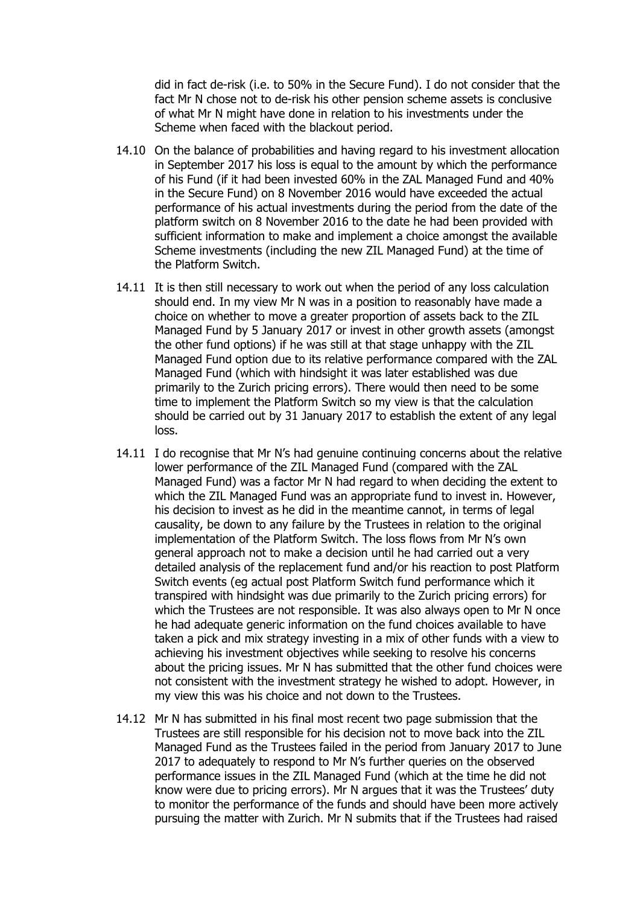did in fact de-risk (i.e. to 50% in the Secure Fund). I do not consider that the fact Mr N chose not to de-risk his other pension scheme assets is conclusive of what Mr N might have done in relation to his investments under the Scheme when faced with the blackout period.

14.10 On the balance of probabilities and having regard to his investment allocation in September 2017 his loss is equal to the amount by which the performance of his Fund (if it had been invested 60% in the ZAL Managed Fund and 40% in the Secure Fund) on 8 November 2016 would have exceeded the actual performance of his actual investments during the period from the date of the platform switch on 8 November 2016 to the date he had been provided with sufficient information to make and implement a choice amongst the available Scheme investments (including the new ZIL Managed Fund) at the time of the Platform Switch.

14.11 It is then still necessary to work out when the period of any loss calculation should end. In my view Mr N was in a position to reasonably have made a choice on whether to move a greater proportion of assets back to the ZIL Managed Fund by 5 January 2017 or invest in other growth assets (amongst the other fund options) if he was still at that stage unhappy with the ZIL Managed Fund option due to its relative performance compared with the ZAL Managed Fund (which with hindsight it was later established was due primarily to the Zurich pricing errors). There would then need to be some time to implement the Platform Switch so my view is that the calculation should be carried out by 31 January 2017 to establish the extent of any legal loss.

14.11 I do recognise that Mr N's had genuine continuing concerns about the relative lower performance of the ZIL Managed Fund (compared with the ZAL Managed Fund) was a factor Mr N had regard to when deciding the extent to which the ZIL Managed Fund was an appropriate fund to invest in. However, his decision to invest as he did in the meantime cannot, in terms of legal causality, be down to any failure by the Trustees in relation to the original implementation of the Platform Switch. The loss flows from Mr N's own general approach not to make a decision until he had carried out a very detailed analysis of the replacement fund and/or his reaction to post Platform Switch events (eg actual post Platform Switch fund performance which it transpired with hindsight was due primarily to the Zurich pricing errors) for which the Trustees are not responsible. It was also always open to Mr N once he had adequate generic information on the fund choices available to have taken a pick and mix strategy investing in a mix of other funds with a view to achieving his investment objectives while seeking to resolve his concerns about the pricing issues. Mr N has submitted that the other fund choices were not consistent with the investment strategy he wished to adopt. However, in my view this was his choice and not down to the Trustees.

14.12 Mr N has submitted in his final most recent two page submission that the Trustees are still responsible for his decision not to move back into the ZIL Managed Fund as the Trustees failed in the period from January 2017 to June 2017 to adequately to respond to Mr N's further queries on the observed performance issues in the ZIL Managed Fund (which at the time he did not know were due to pricing errors). Mr N argues that it was the Trustees' duty to monitor the performance of the funds and should have been more actively pursuing the matter with Zurich. Mr N submits that if the Trustees had raised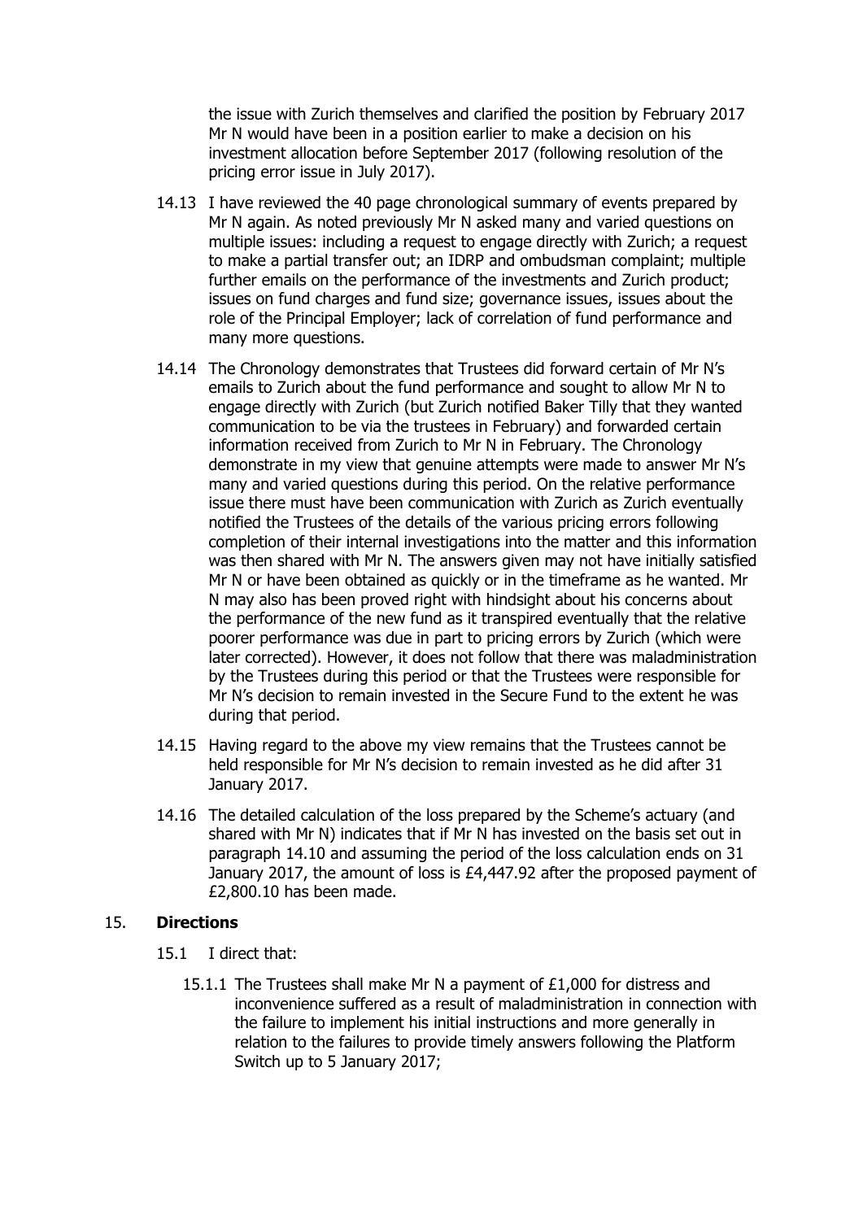the issue with Zurich themselves and clarified the position by February 2017 Mr N would have been in a position earlier to make a decision on his investment allocation before September 2017 (following resolution of the pricing error issue in July 2017).

14.13 I have reviewed the 40 page chronological summary of events prepared by Mr N again. As noted previously Mr N asked many and varied questions on multiple issues: including a request to engage directly with Zurich; a request to make a partial transfer out; an IDRP and ombudsman complaint; multiple further emails on the performance of the investments and Zurich product; issues on fund charges and fund size; governance issues, issues about the role of the Principal Employer; lack of correlation of fund performance and many more questions.

14.14 The Chronology demonstrates that Trustees did forward certain of Mr N's emails to Zurich about the fund performance and sought to allow Mr N to engage directly with Zurich (but Zurich notified Baker Tilly that they wanted communication to be via the trustees in February) and forwarded certain information received from Zurich to Mr N in February. The Chronology demonstrate in my view that genuine attempts were made to answer Mr N's many and varied questions during this period. On the relative performance issue there must have been communication with Zurich as Zurich eventually notified the Trustees of the details of the various pricing errors following completion of their internal investigations into the matter and this information was then shared with Mr N. The answers given may not have initially satisfied Mr N or have been obtained as quickly or in the timeframe as he wanted. Mr N may also has been proved right with hindsight about his concerns about the performance of the new fund as it transpired eventually that the relative poorer performance was due in part to pricing errors by Zurich (which were later corrected). However, it does not follow that there was maladministration by the Trustees during this period or that the Trustees were responsible for Mr N's decision to remain invested in the Secure Fund to the extent he was during that period.

14.15 Having regard to the above my view remains that the Trustees cannot be held responsible for Mr N's decision to remain invested as he did after 31 January 2017.

14.16 The detailed calculation of the loss prepared by the Scheme's actuary (and shared with Mr N) indicates that if Mr N has invested on the basis set out in paragraph 14.10 and assuming the period of the loss calculation ends on 31 January 2017, the amount of loss is £4,447.92 after the proposed payment of £2,800.10 has been made.

## 15. Directions

15.1 I direct that:

15.1.1 The Trustees shall make Mr N a payment of £1,000 for distress and inconvenience suffered as a result of maladministration in connection with the failure to implement his initial instructions and more generally in relation to the failures to provide timely answers following the Platform Switch up to 5 January 2017;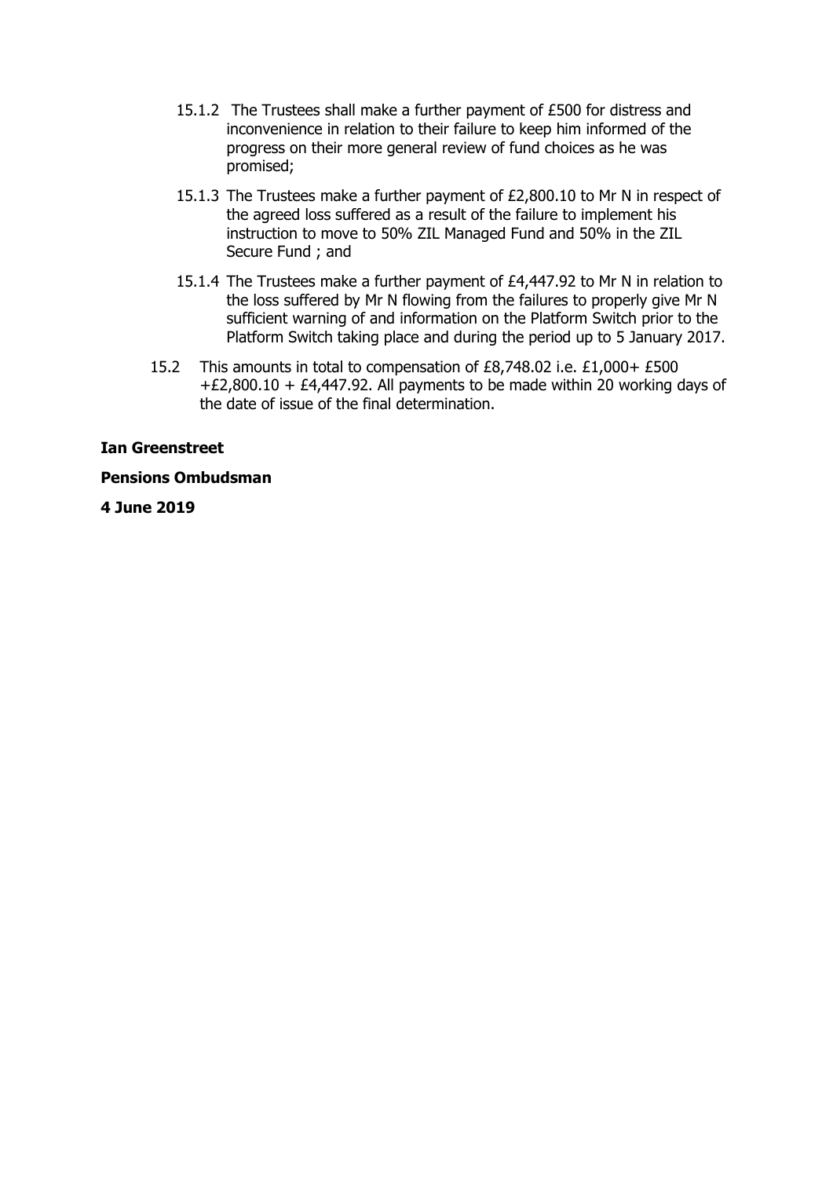15.1.2 The Trustees shall make a further payment of £500 for distress and inconvenience in relation to their failure to keep him informed of the progress on their more general review of fund choices as he was promised;

15.1.3 The Trustees make a further payment of £2,800.10 to Mr N in respect of the agreed loss suffered as a result of the failure to implement his instruction to move to 50% ZIL Managed Fund and 50% in the ZIL Secure Fund ; and

15.1.4 The Trustees make a further payment of £4,447.92 to Mr N in relation to the loss suffered by Mr N flowing from the failures to properly give Mr N sufficient warning of and information on the Platform Switch prior to the Platform Switch taking place and during the period up to 5 January 2017.

15.2 This amounts in total to compensation of £8,748.02 i.e. £1,000+ £500 +£2,800.10 + £4,447.92. All payments to be made within 20 working days of the date of issue of the final determination.

**Ian Greenstreet**

**Pensions Ombudsman**

**4 June 2019**